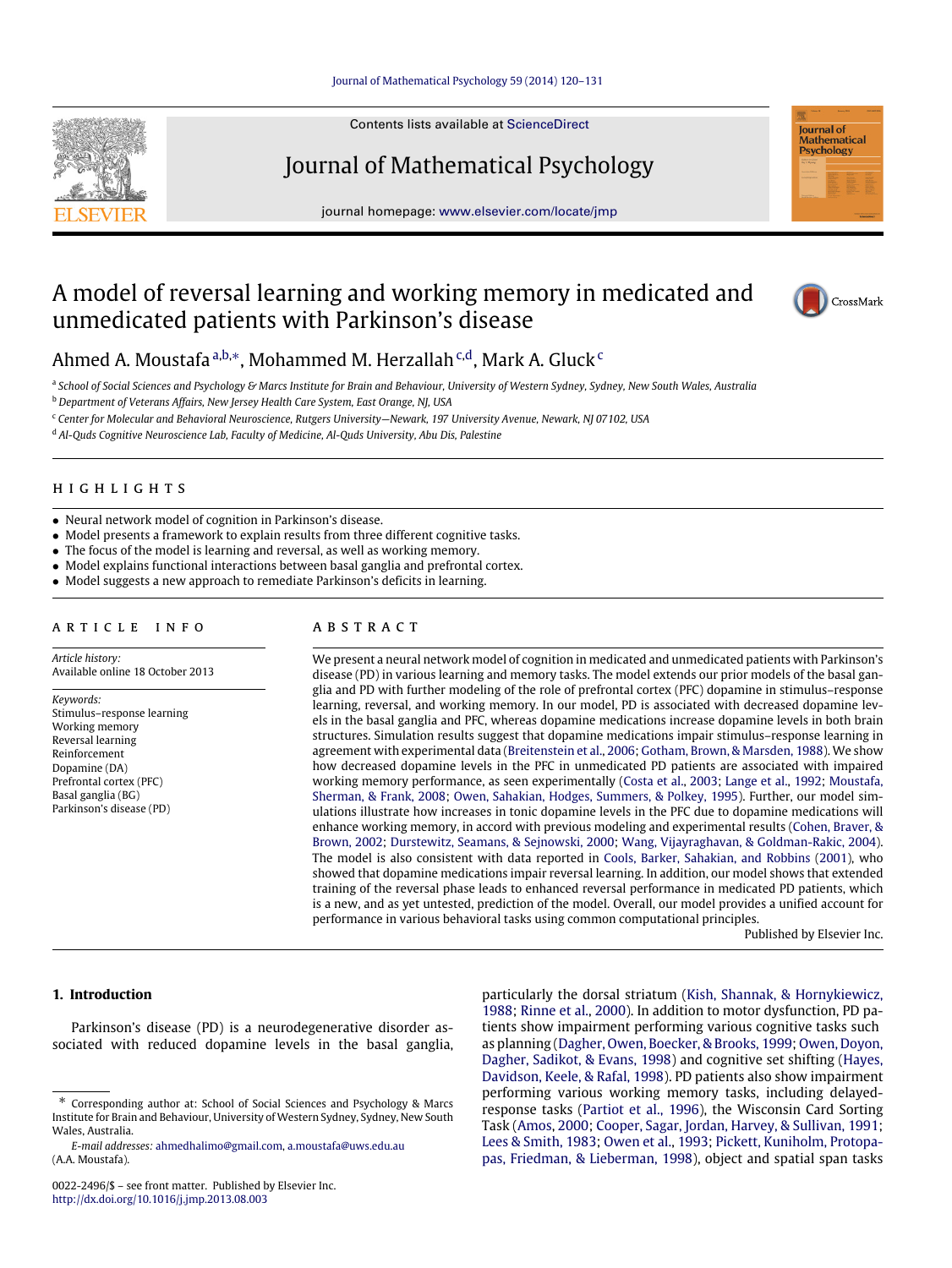# A model of reversal learning and working memory in medicated and unmedicated patients with Parkinson's disease

Ahmed A. Moustafa [a,b,*], Mohammed M. Herzallah [c,d], Mark A. Gluck [c]

[a] School of Social Sciences and Psychology & Marcs Institute for Brain and Behaviour, University of Western Sydney, Sydney, New South Wales, Australia

[b] Department of Veterans Affairs, New Jersey Health Care System, East Orange, NJ, USA

[c] Center for Molecular and Behavioral Neuroscience, Rutgers University—Newark, 197 University Avenue, Newark, NJ 07102, USA

[d] Al-Quds Cognitive Neuroscience Lab, Faculty of Medicine, Al-Quds University, Abu Dis, Palestine

## HIGHLIGHTS

- Neural network model of cognition in Parkinson's disease.
- Model presents a framework to explain results from three different cognitive tasks.
- The focus of the model is learning and reversal, as well as working memory.
- Model explains functional interactions between basal ganglia and prefrontal cortex.
- Model suggests a new approach to remediate Parkinson's deficits in learning.

## ARTICLE INFO

*Article history:*
Available online 18 October 2013

*Keywords:*
Stimulus–response learning
Working memory
Reversal learning
Reinforcement
Dopamine (DA)
Prefrontal cortex (PFC)
Basal ganglia (BG)
Parkinson's disease (PD)

## ABSTRACT

We present a neural network model of cognition in medicated and unmedicated patients with Parkinson's disease (PD) in various learning and memory tasks. The model extends our prior models of the basal ganglia and PD with further modeling of the role of prefrontal cortex (PFC) dopamine in stimulus–response learning, reversal, and working memory. In our model, PD is associated with decreased dopamine levels in the basal ganglia and PFC, whereas dopamine medications increase dopamine levels in both brain structures. Simulation results suggest that dopamine medications impair stimulus–response learning in agreement with experimental data (Breitenstein et al., 2006; Gotham, Brown, & Marsden, 1988). We show how decreased dopamine levels in the PFC in unmedicated PD patients are associated with impaired working memory performance, as seen experimentally (Costa et al., 2003; Lange et al., 1992; Moustafa, Sherman, & Frank, 2008; Owen, Sahakian, Hodges, Summers, & Polkey, 1995). Further, our model simulations illustrate how increases in tonic dopamine levels in the PFC due to dopamine medications will enhance working memory, in accord with previous modeling and experimental results (Cohen, Braver, & Brown, 2002; Durstewitz, Seamans, & Sejnowski, 2000; Wang, Vijayraghavan, & Goldman-Rakic, 2004). The model is also consistent with data reported in Cools, Barker, Sahakian, and Robbins (2001), who showed that dopamine medications impair reversal learning. In addition, our model shows that extended training of the reversal phase leads to enhanced reversal performance in medicated PD patients, which is a new, and as yet untested, prediction of the model. Overall, our model provides a unified account for performance in various behavioral tasks using common computational principles.

Published by Elsevier Inc.

## 1. Introduction

Parkinson's disease (PD) is a neurodegenerative disorder associated with reduced dopamine levels in the basal ganglia, particularly the dorsal striatum (Kish, Shannak, & Hornykiewicz, 1988; Rinne et al., 2000). In addition to motor dysfunction, PD patients show impairment performing various cognitive tasks such as planning (Dagher, Owen, Boecker, & Brooks, 1999; Owen, Doyon, Dagher, Sadikot, & Evans, 1998) and cognitive set shifting (Hayes, Davidson, Keele, & Rafal, 1998). PD patients also show impairment performing various working memory tasks, including delayed-response tasks (Partiot et al., 1996), the Wisconsin Card Sorting Task (Amos, 2000; Cooper, Sagar, Jordan, Harvey, & Sullivan, 1991; Lees & Smith, 1983; Owen et al., 1993; Pickett, Kuniholm, Protopapas, Friedman, & Lieberman, 1998), object and spatial span tasks

---

* Corresponding author at: School of Social Sciences and Psychology & Marcs Institute for Brain and Behaviour, University of Western Sydney, Sydney, New South Wales, Australia.

*E-mail addresses:* ahmedhalimo@gmail.com, a.moustafa@uws.edu.au (A.A. Moustafa).

0022-2496/$ – see front matter. Published by Elsevier Inc.
http://dx.doi.org/10.1016/j.jmp.2013.08.003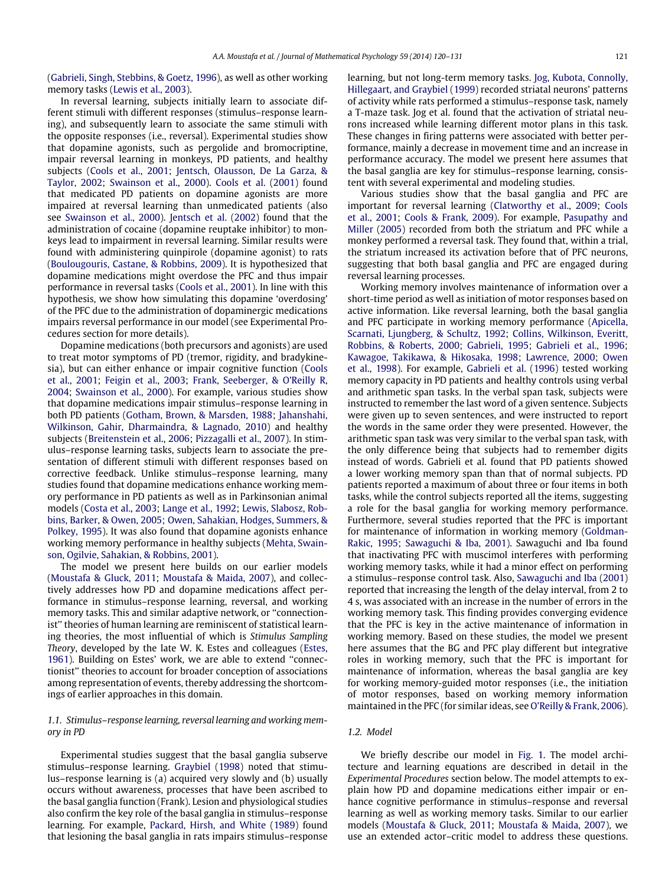(Gabrieli, Singh, Stebbins, & Goetz, 1996), as well as other working memory tasks (Lewis et al., 2003).

In reversal learning, subjects initially learn to associate different stimuli with different responses (stimulus–response learning), and subsequently learn to associate the same stimuli with the opposite responses (i.e., reversal). Experimental studies show that dopamine agonists, such as pergolide and bromocriptine, impair reversal learning in monkeys, PD patients, and healthy subjects (Cools et al., 2001; Jentsch, Olausson, De La Garza, & Taylor, 2002; Swainson et al., 2000). Cools et al. (2001) found that medicated PD patients on dopamine agonists are more impaired at reversal learning than unmedicated patients (also see Swainson et al., 2000). Jentsch et al. (2002) found that the administration of cocaine (dopamine reuptake inhibitor) to monkeys lead to impairment in reversal learning. Similar results were found with administering quinpirole (dopamine agonist) to rats (Boulougouris, Castane, & Robbins, 2009). It is hypothesized that dopamine medications might overdose the PFC and thus impair performance in reversal tasks (Cools et al., 2001). In line with this hypothesis, we show how simulating this dopamine 'overdosing' of the PFC due to the administration of dopaminergic medications impairs reversal performance in our model (see Experimental Procedures section for more details).

Dopamine medications (both precursors and agonists) are used to treat motor symptoms of PD (tremor, rigidity, and bradykinesia), but can either enhance or impair cognitive function (Cools et al., 2001; Feigin et al., 2003; Frank, Seeberger, & O'Reilly R, 2004; Swainson et al., 2000). For example, various studies show that dopamine medications impair stimulus–response learning in both PD patients (Gotham, Brown, & Marsden, 1988; Jahanshahi, Wilkinson, Gahir, Dharmaindra, & Lagnado, 2010) and healthy subjects (Breitenstein et al., 2006; Pizzagalli et al., 2007). In stimulus–response learning tasks, subjects learn to associate the presentation of different stimuli with different responses based on corrective feedback. Unlike stimulus–response learning, many studies found that dopamine medications enhance working memory performance in PD patients as well as in Parkinsonian animal models (Costa et al., 2003; Lange et al., 1992; Lewis, Slabosz, Robbins, Barker, & Owen, 2005; Owen, Sahakian, Hodges, Summers, & Polkey, 1995). It was also found that dopamine agonists enhance working memory performance in healthy subjects (Mehta, Swainson, Ogilvie, Sahakian, & Robbins, 2001).

The model we present here builds on our earlier models (Moustafa & Gluck, 2011; Moustafa & Maida, 2007), and collectively addresses how PD and dopamine medications affect performance in stimulus–response learning, reversal, and working memory tasks. This and similar adaptive network, or "connectionist" theories of human learning are reminiscent of statistical learning theories, the most influential of which is *Stimulus Sampling Theory*, developed by the late W. K. Estes and colleagues (Estes, 1961). Building on Estes' work, we are able to extend "connectionist" theories to account for broader conception of associations among representation of events, thereby addressing the shortcomings of earlier approaches in this domain.

### *1.1. Stimulus–response learning, reversal learning and working memory in PD*

Experimental studies suggest that the basal ganglia subserve stimulus–response learning. Graybiel (1998) noted that stimulus–response learning is (a) acquired very slowly and (b) usually occurs without awareness, processes that have been ascribed to the basal ganglia function (Frank). Lesion and physiological studies also confirm the key role of the basal ganglia in stimulus–response learning. For example, Packard, Hirsh, and White (1989) found that lesioning the basal ganglia in rats impairs stimulus–response learning, but not long-term memory tasks. Jog, Kubota, Connolly, Hillegaart, and Graybiel (1999) recorded striatal neurons' patterns of activity while rats performed a stimulus–response task, namely a T-maze task. Jog et al. found that the activation of striatal neurons increased while learning different motor plans in this task. These changes in firing patterns were associated with better performance, mainly a decrease in movement time and an increase in performance accuracy. The model we present here assumes that the basal ganglia are key for stimulus–response learning, consistent with several experimental and modeling studies.

Various studies show that the basal ganglia and PFC are important for reversal learning (Clatworthy et al., 2009; Cools et al., 2001; Cools & Frank, 2009). For example, Pasupathy and Miller (2005) recorded from both the striatum and PFC while a monkey performed a reversal task. They found that, within a trial, the striatum increased its activation before that of PFC neurons, suggesting that both basal ganglia and PFC are engaged during reversal learning processes.

Working memory involves maintenance of information over a short-time period as well as initiation of motor responses based on active information. Like reversal learning, both the basal ganglia and PFC participate in working memory performance (Apicella, Scarnati, Ljungberg, & Schultz, 1992; Collins, Wilkinson, Everitt, Robbins, & Roberts, 2000; Gabrieli, 1995; Gabrieli et al., 1996; Kawagoe, Takikawa, & Hikosaka, 1998; Lawrence, 2000; Owen et al., 1998). For example, Gabrieli et al. (1996) tested working memory capacity in PD patients and healthy controls using verbal and arithmetic span tasks. In the verbal span task, subjects were instructed to remember the last word of a given sentence. Subjects were given up to seven sentences, and were instructed to report the words in the same order they were presented. However, the arithmetic span task was very similar to the verbal span task, with the only difference being that subjects had to remember digits instead of words. Gabrieli et al. found that PD patients showed a lower working memory span than that of normal subjects. PD patients reported a maximum of about three or four items in both tasks, while the control subjects reported all the items, suggesting a role for the basal ganglia for working memory performance. Furthermore, several studies reported that the PFC is important for maintenance of information in working memory (Goldman-Rakic, 1995; Sawaguchi & Iba, 2001). Sawaguchi and Iba found that inactivating PFC with muscimol interferes with performing working memory tasks, while it had a minor effect on performing a stimulus–response control task. Also, Sawaguchi and Iba (2001) reported that increasing the length of the delay interval, from 2 to 4 s, was associated with an increase in the number of errors in the working memory task. This finding provides converging evidence that the PFC is key in the active maintenance of information in working memory. Based on these studies, the model we present here assumes that the BG and PFC play different but integrative roles in working memory, such that the PFC is important for maintenance of information, whereas the basal ganglia are key for working memory-guided motor responses (i.e., the initiation of motor responses, based on working memory information maintained in the PFC (for similar ideas, see O'Reilly & Frank, 2006).

### *1.2. Model*

We briefly describe our model in Fig. 1. The model architecture and learning equations are described in detail in the *Experimental Procedures* section below. The model attempts to explain how PD and dopamine medications either impair or enhance cognitive performance in stimulus–response and reversal learning as well as working memory tasks. Similar to our earlier models (Moustafa & Gluck, 2011; Moustafa & Maida, 2007), we use an extended actor–critic model to address these questions.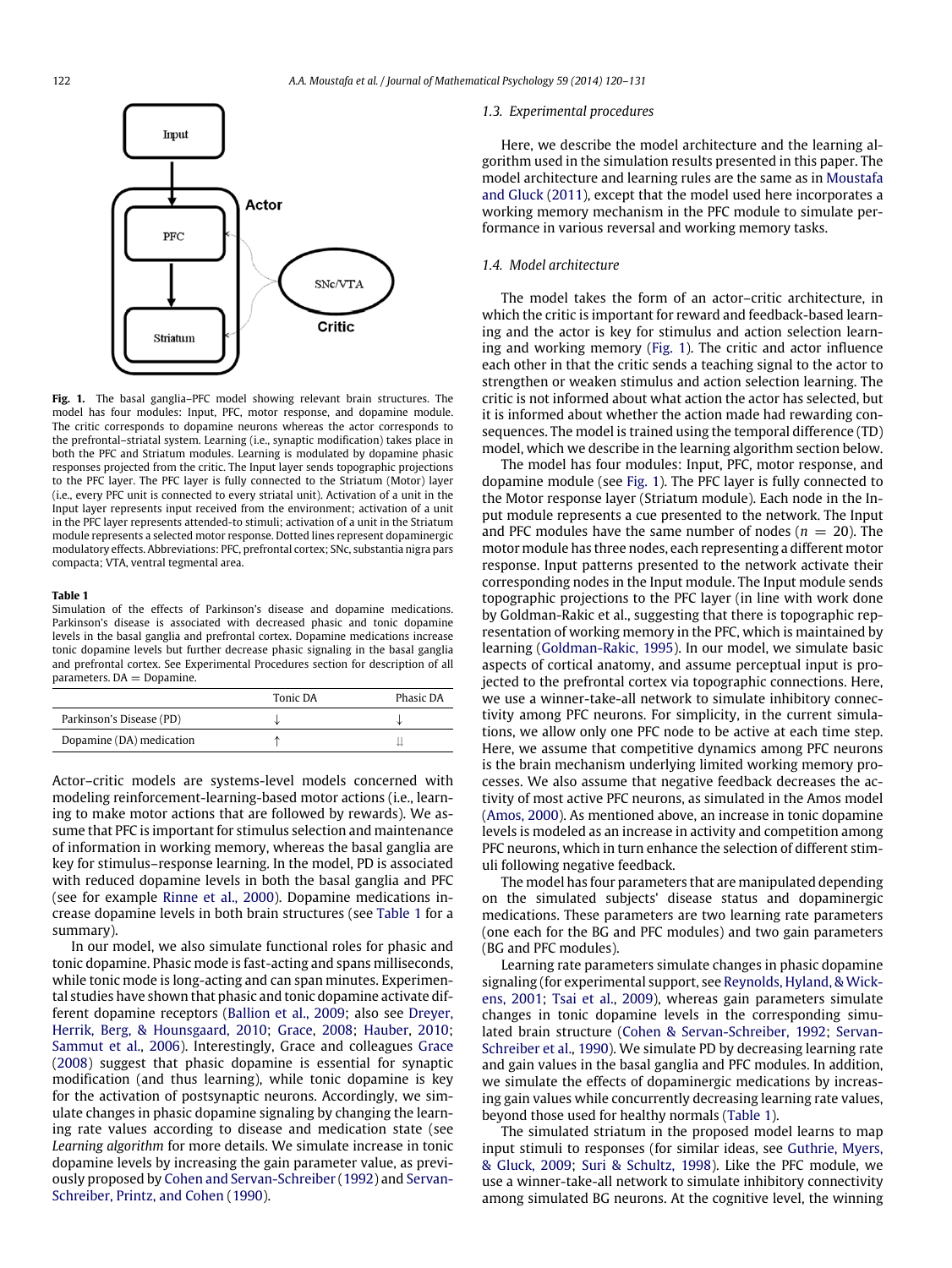Fig. 1. The basal ganglia–PFC model showing relevant brain structures. The model has four modules: Input, PFC, motor response, and dopamine module. The critic corresponds to dopamine neurons whereas the actor corresponds to the prefrontal–striatal system. Learning (i.e., synaptic modification) takes place in both the PFC and Striatum modules. Learning is modulated by dopamine phasic responses projected from the critic. The Input layer sends topographic projections to the PFC layer. The PFC layer is fully connected to the Striatum (Motor) layer (i.e., every PFC unit is connected to every striatal unit). Activation of a unit in the Input layer represents input received from the environment; activation of a unit in the PFC layer represents attended-to stimuli; activation of a unit in the Striatum module represents a selected motor response. Dotted lines represent dopaminergic modulatory effects. Abbreviations: PFC, prefrontal cortex; SNc, substantia nigra pars compacta; VTA, ventral tegmental area.

**Table 1**

Simulation of the effects of Parkinson's disease and dopamine medications. Parkinson's disease is associated with decreased phasic and tonic dopamine levels in the basal ganglia and prefrontal cortex. Dopamine medications increase tonic dopamine levels but further decrease phasic signaling in the basal ganglia and prefrontal cortex. See Experimental Procedures section for description of all parameters. DA = Dopamine.

| | Tonic DA | Phasic DA |
|---|---|---|
| Parkinson's Disease (PD) | ↓ | ↓ |
| Dopamine (DA) medication | ↑ | ↓↓ |

Actor–critic models are systems-level models concerned with modeling reinforcement-learning-based motor actions (i.e., learning to make motor actions that are followed by rewards). We assume that PFC is important for stimulus selection and maintenance of information in working memory, whereas the basal ganglia are key for stimulus–response learning. In the model, PD is associated with reduced dopamine levels in both the basal ganglia and PFC (see for example Rinne et al., 2000). Dopamine medications increase dopamine levels in both brain structures (see Table 1 for a summary).

In our model, we also simulate functional roles for phasic and tonic dopamine. Phasic mode is fast-acting and spans milliseconds, while tonic mode is long-acting and can span minutes. Experimental studies have shown that phasic and tonic dopamine activate different dopamine receptors (Ballion et al., 2009; also see Dreyer, Herrik, Berg, & Hounsgaard, 2010; Grace, 2008; Hauber, 2010; Sammut et al., 2006). Interestingly, Grace and colleagues Grace (2008) suggest that phasic dopamine is essential for synaptic modification (and thus learning), while tonic dopamine is key for the activation of postsynaptic neurons. Accordingly, we simulate changes in phasic dopamine signaling by changing the learning rate values according to disease and medication state (see *Learning algorithm* for more details. We simulate increase in tonic dopamine levels by increasing the gain parameter value, as previously proposed by Cohen and Servan-Schreiber (1992) and Servan-Schreiber, Printz, and Cohen (1990).

### 1.3. Experimental procedures

Here, we describe the model architecture and the learning algorithm used in the simulation results presented in this paper. The model architecture and learning rules are the same as in Moustafa and Gluck (2011), except that the model used here incorporates a working memory mechanism in the PFC module to simulate performance in various reversal and working memory tasks.

### 1.4. Model architecture

The model takes the form of an actor–critic architecture, in which the critic is important for reward and feedback-based learning and the actor is key for stimulus and action selection learning and working memory (Fig. 1). The critic and actor influence each other in that the critic sends a teaching signal to the actor to strengthen or weaken stimulus and action selection learning. The critic is not informed about what action the actor has selected, but it is informed about whether the action made had rewarding consequences. The model is trained using the temporal difference (TD) model, which we describe in the learning algorithm section below.

The model has four modules: Input, PFC, motor response, and dopamine module (see Fig. 1). The PFC layer is fully connected to the Motor response layer (Striatum module). Each node in the Input module represents a cue presented to the network. The Input and PFC modules have the same number of nodes ($n = 20$). The motor module has three nodes, each representing a different motor response. Input patterns presented to the network activate their corresponding nodes in the Input module. The Input module sends topographic projections to the PFC layer (in line with work done by Goldman-Rakic et al., suggesting that there is topographic representation of working memory in the PFC, which is maintained by learning (Goldman-Rakic, 1995). In our model, we simulate basic aspects of cortical anatomy, and assume perceptual input is projected to the prefrontal cortex via topographic connections. Here, we use a winner-take-all network to simulate inhibitory connectivity among PFC neurons. For simplicity, in the current simulations, we allow only one PFC node to be active at each time step. Here, we assume that competitive dynamics among PFC neurons is the brain mechanism underlying limited working memory processes. We also assume that negative feedback decreases the activity of most active PFC neurons, as simulated in the Amos model (Amos, 2000). As mentioned above, an increase in tonic dopamine levels is modeled as an increase in activity and competition among PFC neurons, which in turn enhance the selection of different stimuli following negative feedback.

The model has four parameters that are manipulated depending on the simulated subjects' disease status and dopaminergic medications. These parameters are two learning rate parameters (one each for the BG and PFC modules) and two gain parameters (BG and PFC modules).

Learning rate parameters simulate changes in phasic dopamine signaling (for experimental support, see Reynolds, Hyland, & Wickens, 2001; Tsai et al., 2009), whereas gain parameters simulate changes in tonic dopamine levels in the corresponding simulated brain structure (Cohen & Servan-Schreiber, 1992; Servan-Schreiber et al., 1990). We simulate PD by decreasing learning rate and gain values in the basal ganglia and PFC modules. In addition, we simulate the effects of dopaminergic medications by increasing gain values while concurrently decreasing learning rate values, beyond those used for healthy normals (Table 1).

The simulated striatum in the proposed model learns to map input stimuli to responses (for similar ideas, see Guthrie, Myers, & Gluck, 2009; Suri & Schultz, 1998). Like the PFC module, we use a winner-take-all network to simulate inhibitory connectivity among simulated BG neurons. At the cognitive level, the winning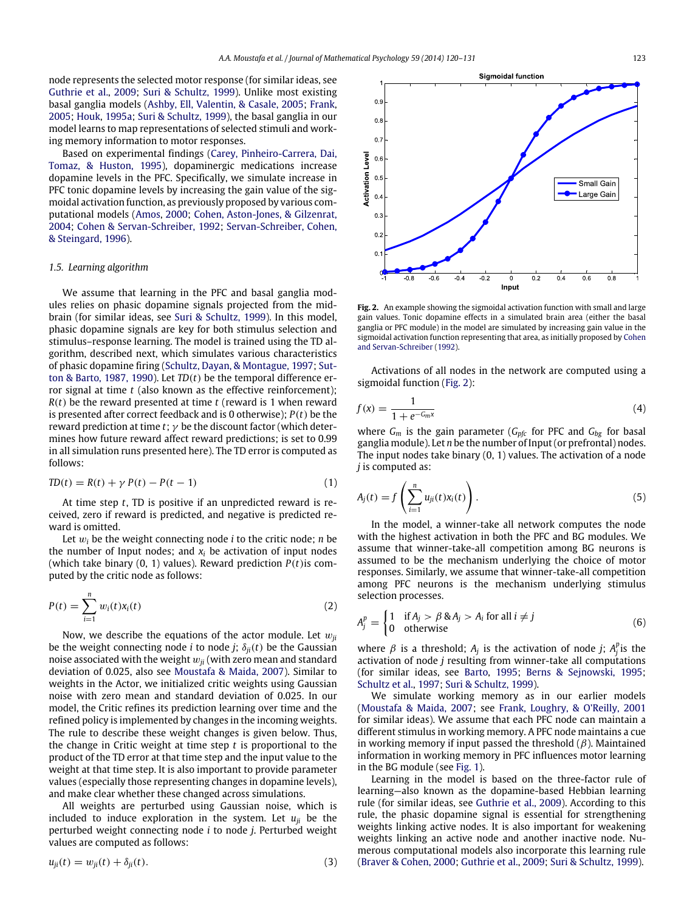node represents the selected motor response (for similar ideas, see Guthrie et al., 2009; Suri & Schultz, 1999). Unlike most existing basal ganglia models (Ashby, Ell, Valentin, & Casale, 2005; Frank, 2005; Houk, 1995a; Suri & Schultz, 1999), the basal ganglia in our model learns to map representations of selected stimuli and working memory information to motor responses.

Based on experimental findings (Carey, Pinheiro-Carrera, Dai, Tomaz, & Huston, 1995), dopaminergic medications increase dopamine levels in the PFC. Specifically, we simulate increase in PFC tonic dopamine levels by increasing the gain value of the sigmoidal activation function, as previously proposed by various computational models (Amos, 2000; Cohen, Aston-Jones, & Gilzenrat, 2004; Cohen & Servan-Schreiber, 1992; Servan-Schreiber, Cohen, & Steingard, 1996).

### 1.5. Learning algorithm

We assume that learning in the PFC and basal ganglia modules relies on phasic dopamine signals projected from the midbrain (for similar ideas, see Suri & Schultz, 1999). In this model, phasic dopamine signals are key for both stimulus selection and stimulus–response learning. The model is trained using the TD algorithm, described next, which simulates various characteristics of phasic dopamine firing (Schultz, Dayan, & Montague, 1997; Sutton & Barto, 1987, 1990). Let $TD(t)$ be the temporal difference error signal at time $t$ (also known as the effective reinforcement); $R(t)$ be the reward presented at time $t$ (reward is 1 when reward is presented after correct feedback and is 0 otherwise); $P(t)$ be the reward prediction at time $t$; $\gamma$ be the discount factor (which determines how future reward affect reward predictions; is set to 0.99 in all simulation runs presented here). The TD error is computed as follows:

$$TD(t) = R(t) + \gamma\, P(t) - P(t-1) \tag{1}$$

At time step $t$, TD is positive if an unpredicted reward is received, zero if reward is predicted, and negative is predicted reward is omitted.

Let $w_i$ be the weight connecting node $i$ to the critic node; $n$ be the number of Input nodes; and $x_i$ be activation of input nodes (which take binary (0, 1) values). Reward prediction $P(t)$is computed by the critic node as follows:

$$P(t) = \sum_{i=1}^{n} w_i(t)x_i(t) \tag{2}$$

Now, we describe the equations of the actor module. Let $w_{ji}$ be the weight connecting node $i$ to node $j$; $\delta_{ji}(t)$ be the Gaussian noise associated with the weight $w_{ji}$ (with zero mean and standard deviation of 0.025, also see Moustafa & Maida, 2007). Similar to weights in the Actor, we initialized critic weights using Gaussian noise with zero mean and standard deviation of 0.025. In our model, the Critic refines its prediction learning over time and the refined policy is implemented by changes in the incoming weights. The rule to describe these weight changes is given below. Thus, the change in Critic weight at time step $t$ is proportional to the product of the TD error at that time step and the input value to the weight at that time step. It is also important to provide parameter values (especially those representing changes in dopamine levels), and make clear whether these changed across simulations.

All weights are perturbed using Gaussian noise, which is included to induce exploration in the system. Let $u_{ji}$ be the perturbed weight connecting node $i$ to node $j$. Perturbed weight values are computed as follows:

$$u_{ji}(t) = w_{ji}(t) + \delta_{ji}(t). \tag{3}$$

**Fig. 2.** An example showing the sigmoidal activation function with small and large gain values. Tonic dopamine effects in a simulated brain area (either the basal ganglia or PFC module) in the model are simulated by increasing gain value in the sigmoidal activation function representing that area, as initially proposed by Cohen and Servan-Schreiber (1992).

Activations of all nodes in the network are computed using a sigmoidal function (Fig. 2):

$$f(x) = \frac{1}{1 + e^{-G_m x}} \tag{4}$$

where $G_m$ is the gain parameter ($G_{pfc}$ for PFC and $G_{bg}$ for basal ganglia module). Let $n$ be the number of Input (or prefrontal) nodes. The input nodes take binary (0, 1) values. The activation of a node $j$ is computed as:

$$A_j(t) = f\left(\sum_{i=1}^{n} u_{ji}(t)x_i(t)\right). \tag{5}$$

In the model, a winner-take all network computes the node with the highest activation in both the PFC and BG modules. We assume that winner-take-all competition among BG neurons is assumed to be the mechanism underlying the choice of motor responses. Similarly, we assume that winner-take-all competition among PFC neurons is the mechanism underlying stimulus selection processes.

$$A_j^p = \begin{cases} 1 & \text{if } A_j > \beta \;\&\; A_j > A_i \text{ for all } i \neq j \\ 0 & \text{otherwise} \end{cases} \tag{6}$$

where $\beta$ is a threshold; $A_j$ is the activation of node $j$; $A_j^p$is the activation of node $j$ resulting from winner-take all computations (for similar ideas, see Barto, 1995; Berns & Sejnowski, 1995; Schultz et al., 1997; Suri & Schultz, 1999).

We simulate working memory as in our earlier models (Moustafa & Maida, 2007; see Frank, Loughry, & O'Reilly, 2001 for similar ideas). We assume that each PFC node can maintain a different stimulus in working memory. A PFC node maintains a cue in working memory if input passed the threshold ($\beta$). Maintained information in working memory in PFC influences motor learning in the BG module (see Fig. 1).

Learning in the model is based on the three-factor rule of learning—also known as the dopamine-based Hebbian learning rule (for similar ideas, see Guthrie et al., 2009). According to this rule, the phasic dopamine signal is essential for strengthening weights linking active nodes. It is also important for weakening weights linking an active node and another inactive node. Numerous computational models also incorporate this learning rule (Braver & Cohen, 2000; Guthrie et al., 2009; Suri & Schultz, 1999).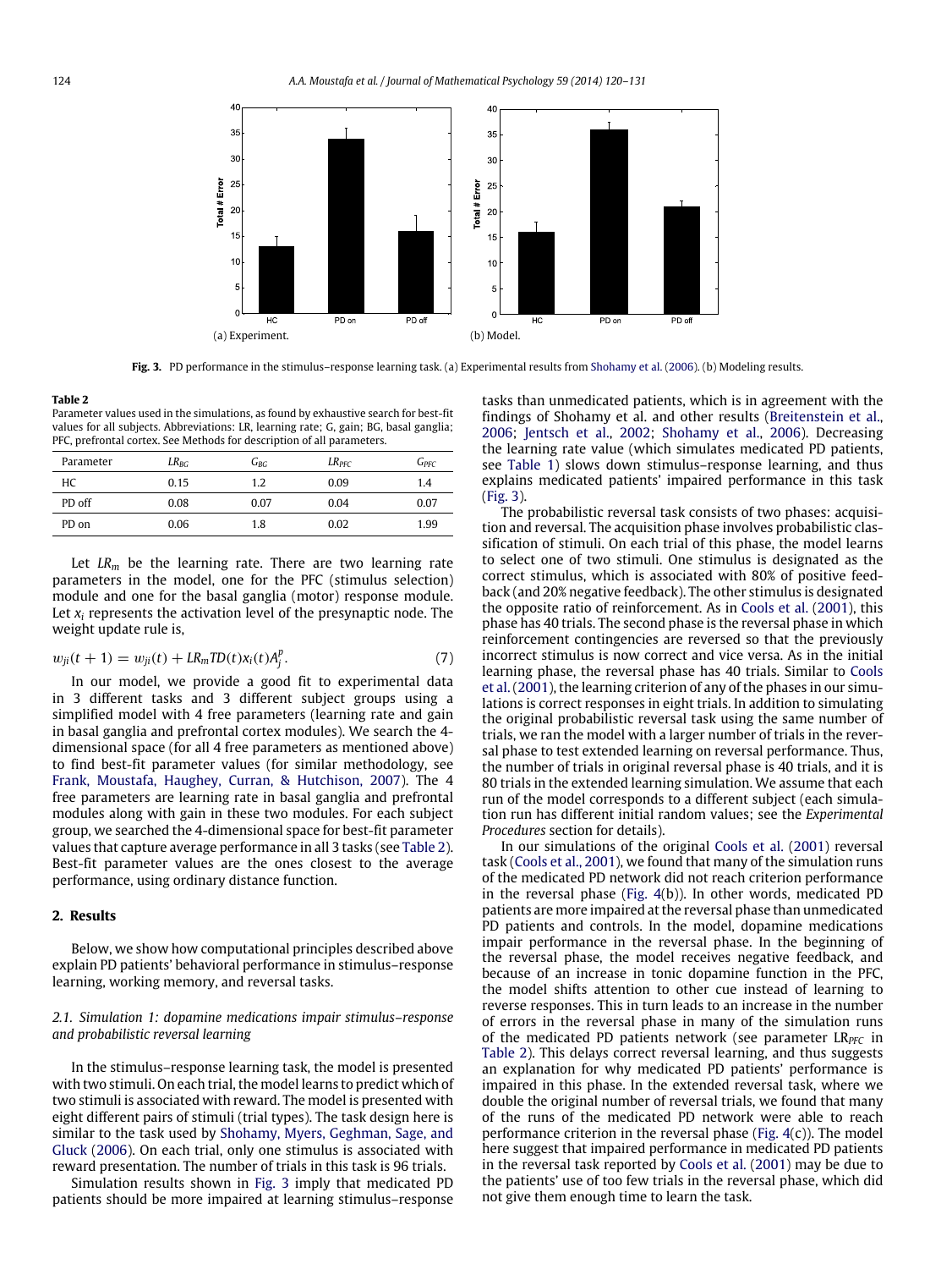Fig. 3. PD performance in the stimulus–response learning task. (a) Experimental results from Shohamy et al. (2006). (b) Modeling results.

**Table 2**
Parameter values used in the simulations, as found by exhaustive search for best-fit values for all subjects. Abbreviations: LR, learning rate; G, gain; BG, basal ganglia; PFC, prefrontal cortex. See Methods for description of all parameters.

| Parameter | $LR_{BG}$ | $G_{BG}$ | $LR_{PFC}$ | $G_{PFC}$ |
|---|---|---|---|---|
| HC | 0.15 | 1.2 | 0.09 | 1.4 |
| PD off | 0.08 | 0.07 | 0.04 | 0.07 |
| PD on | 0.06 | 1.8 | 0.02 | 1.99 |

Let $LR_m$ be the learning rate. There are two learning rate parameters in the model, one for the PFC (stimulus selection) module and one for the basal ganglia (motor) response module. Let $x_i$ represents the activation level of the presynaptic node. The weight update rule is,

$$w_{ji}(t+1) = w_{ji}(t) + LR_m TD(t) x_i(t) A_j^p. \tag{7}$$

In our model, we provide a good fit to experimental data in 3 different tasks and 3 different subject groups using a simplified model with 4 free parameters (learning rate and gain in basal ganglia and prefrontal cortex modules). We search the 4-dimensional space (for all 4 free parameters as mentioned above) to find best-fit parameter values (for similar methodology, see Frank, Moustafa, Haughey, Curran, & Hutchison, 2007). The 4 free parameters are learning rate in basal ganglia and prefrontal modules along with gain in these two modules. For each subject group, we searched the 4-dimensional space for best-fit parameter values that capture average performance in all 3 tasks (see Table 2). Best-fit parameter values are the ones closest to the average performance, using ordinary distance function.

## 2. Results

Below, we show how computational principles described above explain PD patients' behavioral performance in stimulus–response learning, working memory, and reversal tasks.

### *2.1. Simulation 1: dopamine medications impair stimulus–response and probabilistic reversal learning*

In the stimulus–response learning task, the model is presented with two stimuli. On each trial, the model learns to predict which of two stimuli is associated with reward. The model is presented with eight different pairs of stimuli (trial types). The task design here is similar to the task used by Shohamy, Myers, Geghman, Sage, and Gluck (2006). On each trial, only one stimulus is associated with reward presentation. The number of trials in this task is 96 trials.

Simulation results shown in Fig. 3 imply that medicated PD patients should be more impaired at learning stimulus–response tasks than unmedicated patients, which is in agreement with the findings of Shohamy et al. and other results (Breitenstein et al., 2006; Jentsch et al., 2002; Shohamy et al., 2006). Decreasing the learning rate value (which simulates medicated PD patients, see Table 1) slows down stimulus–response learning, and thus explains medicated patients' impaired performance in this task (Fig. 3).

The probabilistic reversal task consists of two phases: acquisition and reversal. The acquisition phase involves probabilistic classification of stimuli. On each trial of this phase, the model learns to select one of two stimuli. One stimulus is designated as the correct stimulus, which is associated with 80% of positive feedback (and 20% negative feedback). The other stimulus is designated the opposite ratio of reinforcement. As in Cools et al. (2001), this phase has 40 trials. The second phase is the reversal phase in which reinforcement contingencies are reversed so that the previously incorrect stimulus is now correct and vice versa. As in the initial learning phase, the reversal phase has 40 trials. Similar to Cools et al. (2001), the learning criterion of any of the phases in our simulations is correct responses in eight trials. In addition to simulating the original probabilistic reversal task using the same number of trials, we ran the model with a larger number of trials in the reversal phase to test extended learning on reversal performance. Thus, the number of trials in original reversal phase is 40 trials, and it is 80 trials in the extended learning simulation. We assume that each run of the model corresponds to a different subject (each simulation run has different initial random values; see the *Experimental Procedures* section for details).

In our simulations of the original Cools et al. (2001) reversal task (Cools et al., 2001), we found that many of the simulation runs of the medicated PD network did not reach criterion performance in the reversal phase (Fig. 4(b)). In other words, medicated PD patients are more impaired at the reversal phase than unmedicated PD patients and controls. In the model, dopamine medications impair performance in the reversal phase. In the beginning of the reversal phase, the model receives negative feedback, and because of an increase in tonic dopamine function in the PFC, the model shifts attention to other cue instead of learning to reverse responses. This in turn leads to an increase in the number of errors in the reversal phase in many of the simulation runs of the medicated PD patients network (see parameter $LR_{PFC}$ in Table 2). This delays correct reversal learning, and thus suggests an explanation for why medicated PD patients' performance is impaired in this phase. In the extended reversal task, where we double the original number of reversal trials, we found that many of the runs of the medicated PD network were able to reach performance criterion in the reversal phase (Fig. 4(c)). The model here suggest that impaired performance in medicated PD patients in the reversal task reported by Cools et al. (2001) may be due to the patients' use of too few trials in the reversal phase, which did not give them enough time to learn the task.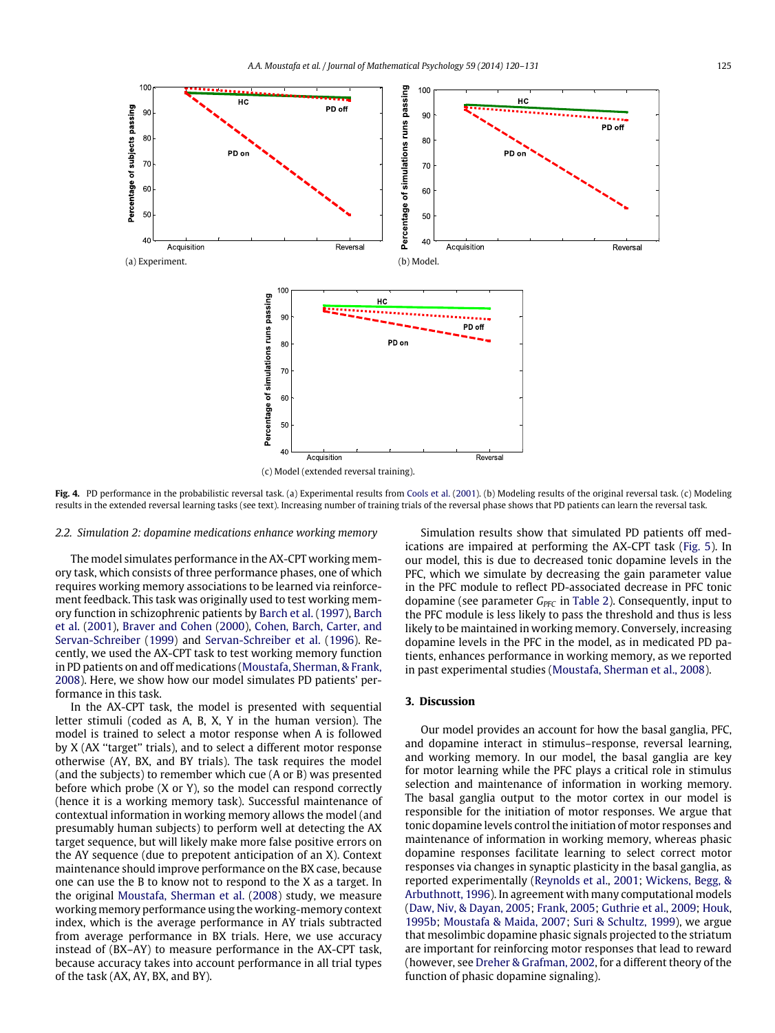(a) Experiment.

(b) Model.

(c) Model (extended reversal training).

**Fig. 4.** PD performance in the probabilistic reversal task. (a) Experimental results from Cools et al. (2001). (b) Modeling results of the original reversal task. (c) Modeling results in the extended reversal learning tasks (see text). Increasing number of training trials of the reversal phase shows that PD patients can learn the reversal task.

### 2.2. Simulation 2: dopamine medications enhance working memory

The model simulates performance in the AX-CPT working memory task, which consists of three performance phases, one of which requires working memory associations to be learned via reinforcement feedback. This task was originally used to test working memory function in schizophrenic patients by Barch et al. (1997), Barch et al. (2001), Braver and Cohen (2000), Cohen, Barch, Carter, and Servan-Schreiber (1999) and Servan-Schreiber et al. (1996). Recently, we used the AX-CPT task to test working memory function in PD patients on and off medications (Moustafa, Sherman, & Frank, 2008). Here, we show how our model simulates PD patients' performance in this task.

In the AX-CPT task, the model is presented with sequential letter stimuli (coded as A, B, X, Y in the human version). The model is trained to select a motor response when A is followed by X (AX "target" trials), and to select a different motor response otherwise (AY, BX, and BY trials). The task requires the model (and the subjects) to remember which cue (A or B) was presented before which probe (X or Y), so the model can respond correctly (hence it is a working memory task). Successful maintenance of contextual information in working memory allows the model (and presumably human subjects) to perform well at detecting the AX target sequence, but will likely make more false positive errors on the AY sequence (due to prepotent anticipation of an X). Context maintenance should improve performance on the BX case, because one can use the B to know not to respond to the X as a target. In the original Moustafa, Sherman et al. (2008) study, we measure working memory performance using the working-memory context index, which is the average performance in AY trials subtracted from average performance in BX trials. Here, we use accuracy instead of (BX–AY) to measure performance in the AX-CPT task, because accuracy takes into account performance in all trial types of the task (AX, AY, BX, and BY).

Simulation results show that simulated PD patients off medications are impaired at performing the AX-CPT task (Fig. 5). In our model, this is due to decreased tonic dopamine levels in the PFC, which we simulate by decreasing the gain parameter value in the PFC module to reflect PD-associated decrease in PFC tonic dopamine (see parameter $G_{PFC}$ in Table 2). Consequently, input to the PFC module is less likely to pass the threshold and thus is less likely to be maintained in working memory. Conversely, increasing dopamine levels in the PFC in the model, as in medicated PD patients, enhances performance in working memory, as we reported in past experimental studies (Moustafa, Sherman et al., 2008).

## 3. Discussion

Our model provides an account for how the basal ganglia, PFC, and dopamine interact in stimulus–response, reversal learning, and working memory. In our model, the basal ganglia are key for motor learning while the PFC plays a critical role in stimulus selection and maintenance of information in working memory. The basal ganglia output to the motor cortex in our model is responsible for the initiation of motor responses. We argue that tonic dopamine levels control the initiation of motor responses and maintenance of information in working memory, whereas phasic dopamine responses facilitate learning to select correct motor responses via changes in synaptic plasticity in the basal ganglia, as reported experimentally (Reynolds et al., 2001; Wickens, Begg, & Arbuthnott, 1996). In agreement with many computational models (Daw, Niv, & Dayan, 2005; Frank, 2005; Guthrie et al., 2009; Houk, 1995b; Moustafa & Maida, 2007; Suri & Schultz, 1999), we argue that mesolimbic dopamine phasic signals projected to the striatum are important for reinforcing motor responses that lead to reward (however, see Dreher & Grafman, 2002, for a different theory of the function of phasic dopamine signaling).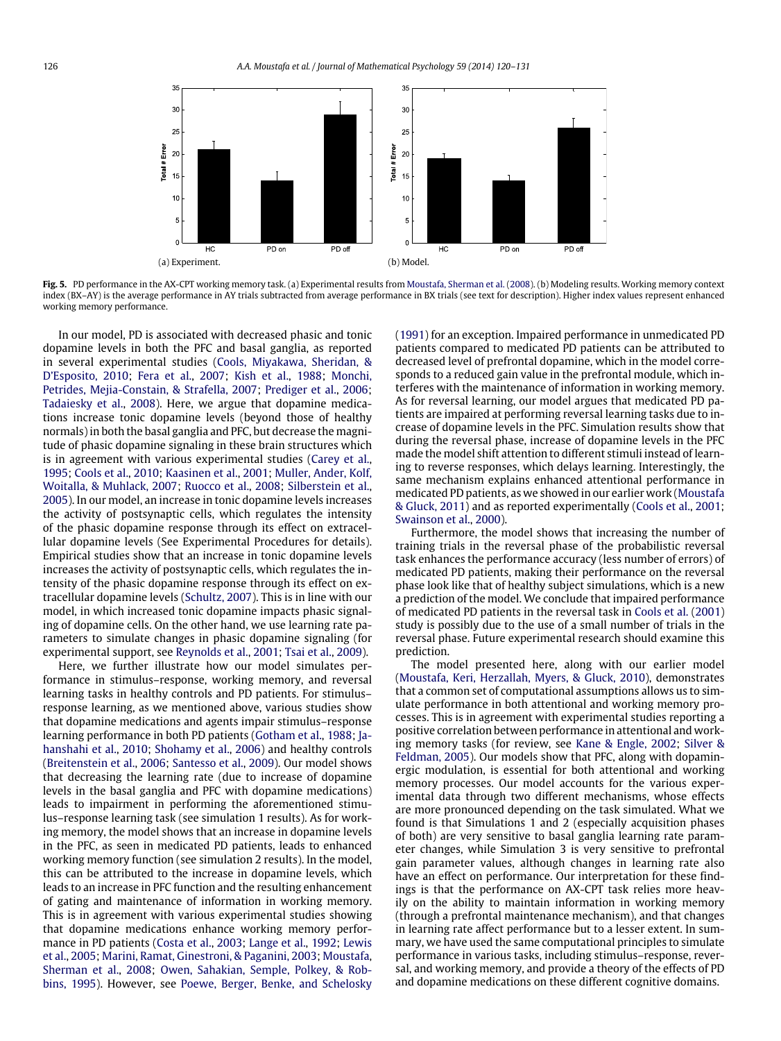**Fig. 5.** PD performance in the AX-CPT working memory task. (a) Experimental results from Moustafa, Sherman et al. (2008). (b) Modeling results. Working memory context index (BX–AY) is the average performance in AY trials subtracted from average performance in BX trials (see text for description). Higher index values represent enhanced working memory performance.

In our model, PD is associated with decreased phasic and tonic dopamine levels in both the PFC and basal ganglia, as reported in several experimental studies (Cools, Miyakawa, Sheridan, & D'Esposito, 2010; Fera et al., 2007; Kish et al., 1988; Monchi, Petrides, Mejia-Constain, & Strafella, 2007; Prediger et al., 2006; Tadaiesky et al., 2008). Here, we argue that dopamine medications increase tonic dopamine levels (beyond those of healthy normals) in both the basal ganglia and PFC, but decrease the magnitude of phasic dopamine signaling in these brain structures which is in agreement with various experimental studies (Carey et al., 1995; Cools et al., 2010; Kaasinen et al., 2001; Muller, Ander, Kolf, Woitalla, & Muhlack, 2007; Ruocco et al., 2008; Silberstein et al., 2005). In our model, an increase in tonic dopamine levels increases the activity of postsynaptic cells, which regulates the intensity of the phasic dopamine response through its effect on extracellular dopamine levels (See Experimental Procedures for details). Empirical studies show that an increase in tonic dopamine levels increases the activity of postsynaptic cells, which regulates the intensity of the phasic dopamine response through its effect on extracellular dopamine levels (Schultz, 2007). This is in line with our model, in which increased tonic dopamine impacts phasic signaling of dopamine cells. On the other hand, we use learning rate parameters to simulate changes in phasic dopamine signaling (for experimental support, see Reynolds et al., 2001; Tsai et al., 2009).

Here, we further illustrate how our model simulates performance in stimulus–response, working memory, and reversal learning tasks in healthy controls and PD patients. For stimulus–response learning, as we mentioned above, various studies show that dopamine medications and agents impair stimulus–response learning performance in both PD patients (Gotham et al., 1988; Jahanshahi et al., 2010; Shohamy et al., 2006) and healthy controls (Breitenstein et al., 2006; Santesso et al., 2009). Our model shows that decreasing the learning rate (due to increase of dopamine levels in the basal ganglia and PFC with dopamine medications) leads to impairment in performing the aforementioned stimulus–response learning task (see simulation 1 results). As for working memory, the model shows that an increase in dopamine levels in the PFC, as seen in medicated PD patients, leads to enhanced working memory function (see simulation 2 results). In the model, this can be attributed to the increase in dopamine levels, which leads to an increase in PFC function and the resulting enhancement of gating and maintenance of information in working memory. This is in agreement with various experimental studies showing that dopamine medications enhance working memory performance in PD patients (Costa et al., 2003; Lange et al., 1992; Lewis et al., 2005; Marini, Ramat, Ginestroni, & Paganini, 2003; Moustafa, Sherman et al., 2008; Owen, Sahakian, Semple, Polkey, & Robbins, 1995). However, see Poewe, Berger, Benke, and Schelosky (1991) for an exception. Impaired performance in unmedicated PD patients compared to medicated PD patients can be attributed to decreased level of prefrontal dopamine, which in the model corresponds to a reduced gain value in the prefrontal module, which interferes with the maintenance of information in working memory. As for reversal learning, our model argues that medicated PD patients are impaired at performing reversal learning tasks due to increase of dopamine levels in the PFC. Simulation results show that during the reversal phase, increase of dopamine levels in the PFC made the model shift attention to different stimuli instead of learning to reverse responses, which delays learning. Interestingly, the same mechanism explains enhanced attentional performance in medicated PD patients, as we showed in our earlier work (Moustafa & Gluck, 2011) and as reported experimentally (Cools et al., 2001; Swainson et al., 2000).

Furthermore, the model shows that increasing the number of training trials in the reversal phase of the probabilistic reversal task enhances the performance accuracy (less number of errors) of medicated PD patients, making their performance on the reversal phase look like that of healthy subject simulations, which is a new a prediction of the model. We conclude that impaired performance of medicated PD patients in the reversal task in Cools et al. (2001) study is possibly due to the use of a small number of trials in the reversal phase. Future experimental research should examine this prediction.

The model presented here, along with our earlier model (Moustafa, Keri, Herzallah, Myers, & Gluck, 2010), demonstrates that a common set of computational assumptions allows us to simulate performance in both attentional and working memory processes. This is in agreement with experimental studies reporting a positive correlation between performance in attentional and working memory tasks (for review, see Kane & Engle, 2002; Silver & Feldman, 2005). Our models show that PFC, along with dopaminergic modulation, is essential for both attentional and working memory processes. Our model accounts for the various experimental data through two different mechanisms, whose effects are more pronounced depending on the task simulated. What we found is that Simulations 1 and 2 (especially acquisition phases of both) are very sensitive to basal ganglia learning rate parameter changes, while Simulation 3 is very sensitive to prefrontal gain parameter values, although changes in learning rate also have an effect on performance. Our interpretation for these findings is that the performance on AX-CPT task relies more heavily on the ability to maintain information in working memory (through a prefrontal maintenance mechanism), and that changes in learning rate affect performance but to a lesser extent. In summary, we have used the same computational principles to simulate performance in various tasks, including stimulus–response, reversal, and working memory, and provide a theory of the effects of PD and dopamine medications on these different cognitive domains.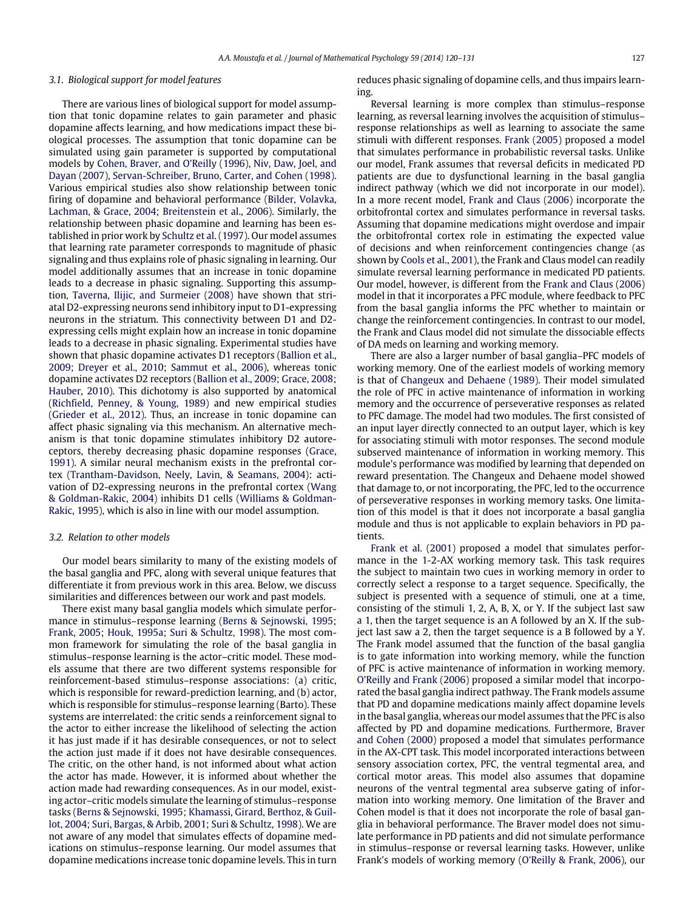### 3.1. Biological support for model features

There are various lines of biological support for model assumption that tonic dopamine relates to gain parameter and phasic dopamine affects learning, and how medications impact these biological processes. The assumption that tonic dopamine can be simulated using gain parameter is supported by computational models by Cohen, Braver, and O'Reilly (1996), Niv, Daw, Joel, and Dayan (2007), Servan-Schreiber, Bruno, Carter, and Cohen (1998). Various empirical studies also show relationship between tonic firing of dopamine and behavioral performance (Bilder, Volavka, Lachman, & Grace, 2004; Breitenstein et al., 2006). Similarly, the relationship between phasic dopamine and learning has been established in prior work by Schultz et al. (1997). Our model assumes that learning rate parameter corresponds to magnitude of phasic signaling and thus explains role of phasic signaling in learning. Our model additionally assumes that an increase in tonic dopamine leads to a decrease in phasic signaling. Supporting this assumption, Taverna, Ilijic, and Surmeier (2008) have shown that striatal D2-expressing neurons send inhibitory input to D1-expressing neurons in the striatum. This connectivity between D1 and D2-expressing cells might explain how an increase in tonic dopamine leads to a decrease in phasic signaling. Experimental studies have shown that phasic dopamine activates D1 receptors (Ballion et al., 2009; Dreyer et al., 2010; Sammut et al., 2006), whereas tonic dopamine activates D2 receptors (Ballion et al., 2009; Grace, 2008; Hauber, 2010). This dichotomy is also supported by anatomical (Richfield, Penney, & Young, 1989) and new empirical studies (Grieder et al., 2012). Thus, an increase in tonic dopamine can affect phasic signaling via this mechanism. An alternative mechanism is that tonic dopamine stimulates inhibitory D2 autoreceptors, thereby decreasing phasic dopamine responses (Grace, 1991). A similar neural mechanism exists in the prefrontal cortex (Trantham-Davidson, Neely, Lavin, & Seamans, 2004): activation of D2-expressing neurons in the prefrontal cortex (Wang & Goldman-Rakic, 2004) inhibits D1 cells (Williams & Goldman-Rakic, 1995), which is also in line with our model assumption.

### 3.2. Relation to other models

Our model bears similarity to many of the existing models of the basal ganglia and PFC, along with several unique features that differentiate it from previous work in this area. Below, we discuss similarities and differences between our work and past models.

There exist many basal ganglia models which simulate performance in stimulus–response learning (Berns & Sejnowski, 1995; Frank, 2005; Houk, 1995a; Suri & Schultz, 1998). The most common framework for simulating the role of the basal ganglia in stimulus–response learning is the actor–critic model. These models assume that there are two different systems responsible for reinforcement-based stimulus–response associations: (a) critic, which is responsible for reward-prediction learning, and (b) actor, which is responsible for stimulus–response learning (Barto). These systems are interrelated: the critic sends a reinforcement signal to the actor to either increase the likelihood of selecting the action it has just made if it has desirable consequences, or not to select the action just made if it does not have desirable consequences. The critic, on the other hand, is not informed about what action the actor has made. However, it is informed about whether the action made had rewarding consequences. As in our model, existing actor–critic models simulate the learning of stimulus–response tasks (Berns & Sejnowski, 1995; Khamassi, Girard, Berthoz, & Guillot, 2004; Suri, Bargas, & Arbib, 2001; Suri & Schultz, 1998). We are not aware of any model that simulates effects of dopamine medications on stimulus–response learning. Our model assumes that dopamine medications increase tonic dopamine levels. This in turn reduces phasic signaling of dopamine cells, and thus impairs learning.

Reversal learning is more complex than stimulus–response learning, as reversal learning involves the acquisition of stimulus–response relationships as well as learning to associate the same stimuli with different responses. Frank (2005) proposed a model that simulates performance in probabilistic reversal tasks. Unlike our model, Frank assumes that reversal deficits in medicated PD patients are due to dysfunctional learning in the basal ganglia indirect pathway (which we did not incorporate in our model). In a more recent model, Frank and Claus (2006) incorporate the orbitofrontal cortex and simulates performance in reversal tasks. Assuming that dopamine medications might overdose and impair the orbitofrontal cortex role in estimating the expected value of decisions and when reinforcement contingencies change (as shown by Cools et al., 2001), the Frank and Claus model can readily simulate reversal learning performance in medicated PD patients. Our model, however, is different from the Frank and Claus (2006) model in that it incorporates a PFC module, where feedback to PFC from the basal ganglia informs the PFC whether to maintain or change the reinforcement contingencies. In contrast to our model, the Frank and Claus model did not simulate the dissociable effects of DA meds on learning and working memory.

There are also a larger number of basal ganglia–PFC models of working memory. One of the earliest models of working memory is that of Changeux and Dehaene (1989). Their model simulated the role of PFC in active maintenance of information in working memory and the occurrence of perseverative responses as related to PFC damage. The model had two modules. The first consisted of an input layer directly connected to an output layer, which is key for associating stimuli with motor responses. The second module subserved maintenance of information in working memory. This module's performance was modified by learning that depended on reward presentation. The Changeux and Dehaene model showed that damage to, or not incorporating, the PFC, led to the occurrence of perseverative responses in working memory tasks. One limitation of this model is that it does not incorporate a basal ganglia module and thus is not applicable to explain behaviors in PD patients.

Frank et al. (2001) proposed a model that simulates performance in the 1-2-AX working memory task. This task requires the subject to maintain two cues in working memory in order to correctly select a response to a target sequence. Specifically, the subject is presented with a sequence of stimuli, one at a time, consisting of the stimuli 1, 2, A, B, X, or Y. If the subject last saw a 1, then the target sequence is an A followed by an X. If the subject last saw a 2, then the target sequence is a B followed by a Y. The Frank model assumed that the function of the basal ganglia is to gate information into working memory, while the function of PFC is active maintenance of information in working memory. O'Reilly and Frank (2006) proposed a similar model that incorporated the basal ganglia indirect pathway. The Frank models assume that PD and dopamine medications mainly affect dopamine levels in the basal ganglia, whereas our model assumes that the PFC is also affected by PD and dopamine medications. Furthermore, Braver and Cohen (2000) proposed a model that simulates performance in the AX-CPT task. This model incorporated interactions between sensory association cortex, PFC, the ventral tegmental area, and cortical motor areas. This model also assumes that dopamine neurons of the ventral tegmental area subserve gating of information into working memory. One limitation of the Braver and Cohen model is that it does not incorporate the role of basal ganglia in behavioral performance. The Braver model does not simulate performance in PD patients and did not simulate performance in stimulus–response or reversal learning tasks. However, unlike Frank's models of working memory (O'Reilly & Frank, 2006), our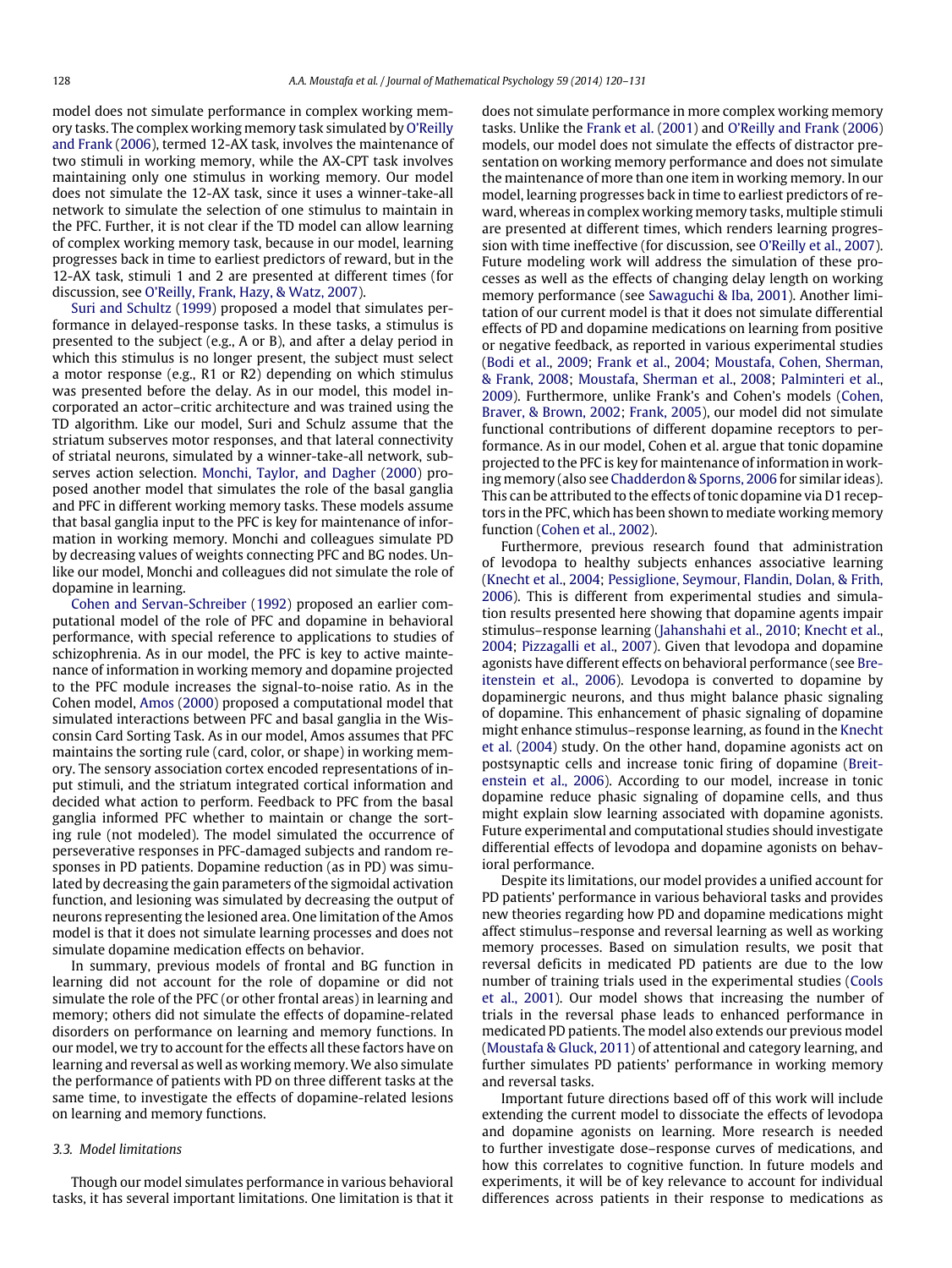model does not simulate performance in complex working memory tasks. The complex working memory task simulated by O'Reilly and Frank (2006), termed 12-AX task, involves the maintenance of two stimuli in working memory, while the AX-CPT task involves maintaining only one stimulus in working memory. Our model does not simulate the 12-AX task, since it uses a winner-take-all network to simulate the selection of one stimulus to maintain in the PFC. Further, it is not clear if the TD model can allow learning of complex working memory task, because in our model, learning progresses back in time to earliest predictors of reward, but in the 12-AX task, stimuli 1 and 2 are presented at different times (for discussion, see O'Reilly, Frank, Hazy, & Watz, 2007).

Suri and Schultz (1999) proposed a model that simulates performance in delayed-response tasks. In these tasks, a stimulus is presented to the subject (e.g., A or B), and after a delay period in which this stimulus is no longer present, the subject must select a motor response (e.g., R1 or R2) depending on which stimulus was presented before the delay. As in our model, this model incorporated an actor–critic architecture and was trained using the TD algorithm. Like our model, Suri and Schulz assume that the striatum subserves motor responses, and that lateral connectivity of striatal neurons, simulated by a winner-take-all network, subserves action selection. Monchi, Taylor, and Dagher (2000) proposed another model that simulates the role of the basal ganglia and PFC in different working memory tasks. These models assume that basal ganglia input to the PFC is key for maintenance of information in working memory. Monchi and colleagues simulate PD by decreasing values of weights connecting PFC and BG nodes. Unlike our model, Monchi and colleagues did not simulate the role of dopamine in learning.

Cohen and Servan-Schreiber (1992) proposed an earlier computational model of the role of PFC and dopamine in behavioral performance, with special reference to applications to studies of schizophrenia. As in our model, the PFC is key to active maintenance of information in working memory and dopamine projected to the PFC module increases the signal-to-noise ratio. As in the Cohen model, Amos (2000) proposed a computational model that simulated interactions between PFC and basal ganglia in the Wisconsin Card Sorting Task. As in our model, Amos assumes that PFC maintains the sorting rule (card, color, or shape) in working memory. The sensory association cortex encoded representations of input stimuli, and the striatum integrated cortical information and decided what action to perform. Feedback to PFC from the basal ganglia informed PFC whether to maintain or change the sorting rule (not modeled). The model simulated the occurrence of perseverative responses in PFC-damaged subjects and random responses in PD patients. Dopamine reduction (as in PD) was simulated by decreasing the gain parameters of the sigmoidal activation function, and lesioning was simulated by decreasing the output of neurons representing the lesioned area. One limitation of the Amos model is that it does not simulate learning processes and does not simulate dopamine medication effects on behavior.

In summary, previous models of frontal and BG function in learning did not account for the role of dopamine or did not simulate the role of the PFC (or other frontal areas) in learning and memory; others did not simulate the effects of dopamine-related disorders on performance on learning and memory functions. In our model, we try to account for the effects all these factors have on learning and reversal as well as working memory. We also simulate the performance of patients with PD on three different tasks at the same time, to investigate the effects of dopamine-related lesions on learning and memory functions.

### 3.3. Model limitations

Though our model simulates performance in various behavioral tasks, it has several important limitations. One limitation is that it does not simulate performance in more complex working memory tasks. Unlike the Frank et al. (2001) and O'Reilly and Frank (2006) models, our model does not simulate the effects of distractor presentation on working memory performance and does not simulate the maintenance of more than one item in working memory. In our model, learning progresses back in time to earliest predictors of reward, whereas in complex working memory tasks, multiple stimuli are presented at different times, which renders learning progression with time ineffective (for discussion, see O'Reilly et al., 2007). Future modeling work will address the simulation of these processes as well as the effects of changing delay length on working memory performance (see Sawaguchi & Iba, 2001). Another limitation of our current model is that it does not simulate differential effects of PD and dopamine medications on learning from positive or negative feedback, as reported in various experimental studies (Bodi et al., 2009; Frank et al., 2004; Moustafa, Cohen, Sherman, & Frank, 2008; Moustafa, Sherman et al., 2008; Palminteri et al., 2009). Furthermore, unlike Frank's and Cohen's models (Cohen, Braver, & Brown, 2002; Frank, 2005), our model did not simulate functional contributions of different dopamine receptors to performance. As in our model, Cohen et al. argue that tonic dopamine projected to the PFC is key for maintenance of information in working memory (also see Chadderdon & Sporns, 2006 for similar ideas). This can be attributed to the effects of tonic dopamine via D1 receptors in the PFC, which has been shown to mediate working memory function (Cohen et al., 2002).

Furthermore, previous research found that administration of levodopa to healthy subjects enhances associative learning (Knecht et al., 2004; Pessiglione, Seymour, Flandin, Dolan, & Frith, 2006). This is different from experimental studies and simulation results presented here showing that dopamine agents impair stimulus–response learning (Jahanshahi et al., 2010; Knecht et al., 2004; Pizzagalli et al., 2007). Given that levodopa and dopamine agonists have different effects on behavioral performance (see Breitenstein et al., 2006). Levodopa is converted to dopamine by dopaminergic neurons, and thus might balance phasic signaling of dopamine. This enhancement of phasic signaling of dopamine might enhance stimulus–response learning, as found in the Knecht et al. (2004) study. On the other hand, dopamine agonists act on postsynaptic cells and increase tonic firing of dopamine (Breitenstein et al., 2006). According to our model, increase in tonic dopamine reduce phasic signaling of dopamine cells, and thus might explain slow learning associated with dopamine agonists. Future experimental and computational studies should investigate differential effects of levodopa and dopamine agonists on behavioral performance.

Despite its limitations, our model provides a unified account for PD patients' performance in various behavioral tasks and provides new theories regarding how PD and dopamine medications might affect stimulus–response and reversal learning as well as working memory processes. Based on simulation results, we posit that reversal deficits in medicated PD patients are due to the low number of training trials used in the experimental studies (Cools et al., 2001). Our model shows that increasing the number of trials in the reversal phase leads to enhanced performance in medicated PD patients. The model also extends our previous model (Moustafa & Gluck, 2011) of attentional and category learning, and further simulates PD patients' performance in working memory and reversal tasks.

Important future directions based off of this work will include extending the current model to dissociate the effects of levodopa and dopamine agonists on learning. More research is needed to further investigate dose–response curves of medications, and how this correlates to cognitive function. In future models and experiments, it will be of key relevance to account for individual differences across patients in their response to medications as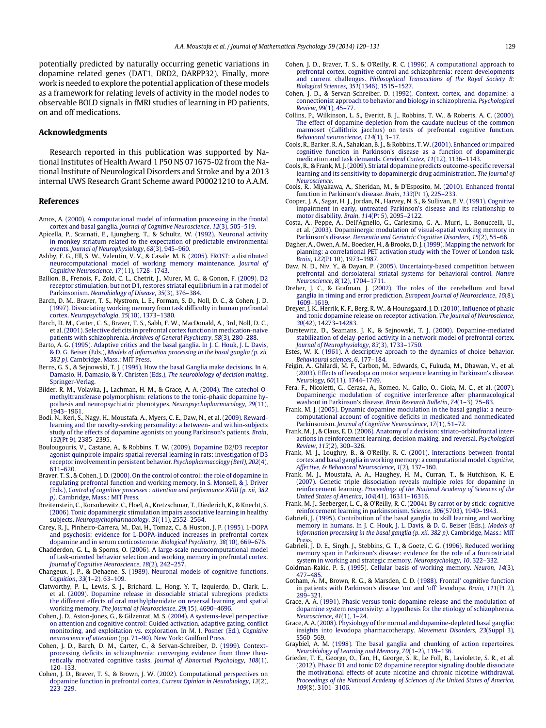potentially predicted by naturally occurring genetic variations in dopamine related genes (DAT1, DRD2, DARPP32). Finally, more work is needed to explore the potential application of these models as a framework for relating levels of activity in the model nodes to observable BOLD signals in fMRI studies of learning in PD patients, on and off medications.

## Acknowledgments

Research reported in this publication was supported by National Institutes of Health Award 1 P50 NS 071675-02 from the National Institute of Neurological Disorders and Stroke and by a 2013 internal UWS Research Grant Scheme award P00021210 to A.A.M.

## References

Amos, A. (2000). A computational model of information processing in the frontal cortex and basal ganglia. *Journal of Cognitive Neuroscience*, *12*(3), 505–519.

Apicella, P., Scarnati, E., Ljungberg, T., & Schultz, W. (1992). Neuronal activity in monkey striatum related to the expectation of predictable environmental events. *Journal of Neurophysiology*, *68*(3), 945–960.

Ashby, F. G., Ell, S. W., Valentin, V. V., & Casale, M. B. (2005). FROST: a distributed neurocomputational model of working memory maintenance. *Journal of Cognitive Neuroscience*, *17*(11), 1728–1743.

Ballion, B., Frenois, F., Zold, C. L., Chetrit, J., Murer, M. G., & Gonon, F. (2009). D2 receptor stimulation, but not D1, restores striatal equilibrium in a rat model of Parkinsonism. *Neurobiology of Disease*, *35*(3), 376–384.

Barch, D. M., Braver, T. S., Nystrom, L. E., Forman, S. D., Noll, D. C., & Cohen, J. D. (1997). Dissociating working memory from task difficulty in human prefrontal cortex. *Neuropsychologia*, *35*(10), 1373–1380.

Barch, D. M., Carter, C. S., Braver, T. S., Sabb, F. W., MacDonald, A., 3rd, Noll, D. C., et al. (2001). Selective deficits in prefrontal cortex function in medication-naive patients with schizophrenia. *Archives of General Psychiatry*, *58*(3), 280–288.

Barto, A. G. (1995). Adaptive critics and the basal ganglia. In J. C. Houk, J. L. Davis, & D. G. Beiser (Eds.), *Models of information processing in the basal ganglia (p. xii, 382 p)*. Cambridge, Mass.: MIT Press.

Berns, G. S., & Sejnowski, T. J. (1995). How the basal Ganglia make decisions. In A. Damasio, H. Damasio, & Y. Christen (Eds.), *The neurobiology of decision making*. Springer-Verlag.

Bilder, R. M., Volavka, J., Lachman, H. M., & Grace, A. A. (2004). The catechol-O-methyltransferase polymorphism: relations to the tonic-phasic dopamine hypothesis and neuropsychiatric phenotypes. *Neuropsychopharmacology*, *29*(11), 1943–1961.

Bodi, N., Keri, S., Nagy, H., Moustafa, A., Myers, C. E., Daw, N., et al. (2009). Reward-learning and the novelty-seeking personality: a between- and within-subjects study of the effects of dopamine agonists on young Parkinson's patients. *Brain*, *132*(Pt 9), 2385–2395.

Boulougouris, V., Castane, A., & Robbins, T. W. (2009). Dopamine D2/D3 receptor agonist quinpirole impairs spatial reversal learning in rats: investigation of D3 receptor involvement in persistent behavior. *Psychopharmacology (Berl)*, *202*(4), 611–620.

Braver, T. S., & Cohen, J. D. (2000). On the control of control: the role of dopamine in regulating prefrontal function and working memory. In S. Monsell, & J. Driver (Eds.), *Control of cognitive processes : attention and performance XVIII (p. xii, 382 p)*. Cambridge, Mass.: MIT Press.

Breitenstein, C., Korsukewitz, C., Floel, A., Kretzschmar, T., Diederich, K., & Knecht, S. (2006). Tonic dopaminergic stimulation impairs associative learning in healthy subjects. *Neuropsychopharmacology*, *31*(11), 2552–2564.

Carey, R. J., Pinheiro-Carrera, M., Dai, H., Tomaz, C., & Huston, J. P. (1995). L-DOPA and psychosis: evidence for L-DOPA-induced increases in prefrontal cortex dopamine and in serum corticosterone. *Biological Psychiatry*, *38*(10), 669–676.

Chadderdon, G. L., & Sporns, O. (2006). A large-scale neurocomputational model of task-oriented behavior selection and working memory in prefrontal cortex. *Journal of Cognitive Neuroscience*, *18*(2), 242–257.

Changeux, J. P., & Dehaene, S. (1989). Neuronal models of cognitive functions. *Cognition*, *33*(1–2), 63–109.

Clatworthy, P. L., Lewis, S. J., Brichard, L., Hong, Y. T., Izquierdo, D., Clark, L., et al. (2009). Dopamine release in dissociable striatal subregions predicts the different effects of oral methylphenidate on reversal learning and spatial working memory. *The Journal of Neuroscience*, *29*(15), 4690–4696.

Cohen, J. D., Aston-Jones, G., & Gilzenrat, M. S. (2004). A systems-level perspective on attention and cognitive control: Guided activation, adaptive gating, conflict monitoring, and exploitation vs. exploration. In M. I. Posner (Ed.), *Cognitive neuroscience of attention* (pp. 71–90). New York: Guilford Press.

Cohen, J. D., Barch, D. M., Carter, C., & Servan-Schreiber, D. (1999). Context-processing deficits in schizophrenia: converging evidence from three theoretically motivated cognitive tasks. *Journal of Abnormal Psychology*, *108*(1), 120–133.

Cohen, J. D., Braver, T. S., & Brown, J. W. (2002). Computational perspectives on dopamine function in prefrontal cortex. *Current Opinion in Neurobiology*, *12*(2), 223–229.

Cohen, J. D., Braver, T. S., & O'Reilly, R. C. (1996). A computational approach to prefrontal cortex, cognitive control and schizophrenia: recent developments and current challenges. *Philosophical Transactions of the Royal Society B: Biological Sciences*, *351*(1346), 1515–1527.

Cohen, J. D., & Servan-Schreiber, D. (1992). Context, cortex, and dopamine: a connectionist approach to behavior and biology in schizophrenia. *Psychological Review*, *99*(1), 45–77.

Collins, P., Wilkinson, L. S., Everitt, B. J., Robbins, T. W., & Roberts, A. C. (2000). The effect of dopamine depletion from the caudate nucleus of the common marmoset (Callithrix jacchus) on tests of prefrontal cognitive function. *Behavioral neuroscience*, *114*(1), 3–17.

Cools, R., Barker, R. A., Sahakian, B. J., & Robbins, T. W. (2001). Enhanced or impaired cognitive function in Parkinson's disease as a function of dopaminergic medication and task demands. *Cerebral Cortex*, *11*(12), 1136–1143.

Cools, R., & Frank, M. J. (2009). Striatal dopamine predicts outcome-specific reversal learning and its sensitivity to dopaminergic drug administration. *The Journal of Neuroscience*.

Cools, R., Miyakawa, A., Sheridan, M., & D'Esposito, M. (2010). Enhanced frontal function in Parkinson's disease. *Brain*, *133*(Pt 1), 225–233.

Cooper, J. A., Sagar, H. J., Jordan, N., Harvey, N. S., & Sullivan, E. V. (1991). Cognitive impairment in early, untreated Parkinson's disease and its relationship to motor disability. *Brain*, *114*(Pt 5), 2095–2122.

Costa, A., Peppe, A., Dell'Agnello, G., Carlesimo, G. A., Murri, L., Bonuccelli, U., et al. (2003). Dopaminergic modulation of visual-spatial working memory in Parkinson's disease. *Dementia and Geriatric Cognitive Disorders*, *15*(2), 55–66.

Dagher, A., Owen, A. M., Boecker, H., & Brooks, D. J. (1999). Mapping the network for planning: a correlational PET activation study with the Tower of London task. *Brain*, *122*(Pt 10), 1973–1987.

Daw, N. D., Niv, Y., & Dayan, P. (2005). Uncertainty-based competition between prefrontal and dorsolateral striatal systems for behavioral control. *Nature Neuroscience*, *8*(12), 1704–1711.

Dreher, J. C., & Grafman, J. (2002). The roles of the cerebellum and basal ganglia in timing and error prediction. *European Journal of Neuroscience*, *16*(8), 1609–1619.

Dreyer, J. K., Herrik, K. F., Berg, R. W., & Hounsgaard, J. D. (2010). Influence of phasic and tonic dopamine release on receptor activation. *The Journal of Neuroscience*, *30*(42), 14273–14283.

Durstewitz, D., Seamans, J. K., & Sejnowski, T. J. (2000). Dopamine-mediated stabilization of delay-period activity in a network model of prefrontal cortex. *Journal of Neurophysiology*, *83*(3), 1733–1750.

Estes, W. K. (1961). A descriptive aproach to the dynamics of choice behavior. *Behavioural sciences*, *6*, 177–184.

Feigin, A., Ghilardi, M. F., Carbon, M., Edwards, C., Fukuda, M., Dhawan, V., et al. (2003). Effects of levodopa on motor sequence learning in Parkinson's disease. *Neurology*, *60*(11), 1744–1749.

Fera, F., Nicoletti, G., Cerasa, A., Romeo, N., Gallo, O., Gioia, M. C., et al. (2007). Dopaminergic modulation of cognitive interference after pharmacological washout in Parkinson's disease. *Brain Research Bulletin*, *74*(1–3), 75–83.

Frank, M. J. (2005). Dynamic dopamine modulation in the basal ganglia: a neurocomputational account of cognitive deficits in medicated and nonmedicated Parkinsonism. *Journal of Cognitive Neuroscience*, *17*(1), 51–72.

Frank, M. J., & Claus, E. D. (2006). Anatomy of a decision: striato-orbitofrontal interactions in reinforcement learning, decision making, and reversal. *Psychological Review*, *113*(2), 300–326.

Frank, M. J., Loughry, B., & O'Reilly, R. C. (2001). Interactions between frontal cortex and basal ganglia in working memory: a computational model. *Cognitive, Affective, & Behavioral Neuroscience*, *1*(2), 137–160.

Frank, M. J., Moustafa, A. A., Haughey, H. M., Curran, T., & Hutchison, K. E. (2007). Genetic triple dissociation reveals multiple roles for dopamine in reinforcement learning. *Proceedings of the National Academy of Sciences of the United States of America*, *104*(41), 16311–16316.

Frank, M. J., Seeberger, L. C., & O'Reilly, R. C. (2004). By carrot or by stick: cognitive reinforcement learning in parkinsonism. *Science*, *306*(5703), 1940–1943.

Gabrieli, J. (1995). Contribution of the basal ganglia to skill learning and working memory in humans. In J. C. Houk, J. L. Davis, & D. G. Beiser (Eds.), *Models of information processing in the basal ganglia (p. xii, 382 p)*. Cambridge, Mass.: MIT Press.

Gabrieli, J. D. E., Singh, J., Stebbins, G. T., & Goetz, C. G. (1996). Reduced working memory span in Parkinson's disease: evidence for the role of a frontostriatal system in working and strategic memory. *Neuropsychology*, *10*, 322–332.

Goldman-Rakic, P. S. (1995). Cellular basis of working memory. *Neuron*, *14*(3), 477–485.

Gotham, A. M., Brown, R. G., & Marsden, C. D. (1988). 'Frontal' cognitive function in patients with Parkinson's disease 'on' and 'off' levodopa. *Brain*, *111*(Pt 2), 299–321.

Grace, A. A. (1991). Phasic versus tonic dopamine release and the modulation of dopamine system responsivity: a hypothesis for the etiology of schizophrenia. *Neuroscience*, *41*(1), 1–24.

Grace, A. A. (2008). Physiology of the normal and dopamine-depleted basal ganglia: insights into levodopa pharmacotherapy. *Movement Disorders*, *23*(Suppl 3), S560–569.

Graybiel, A. M. (1998). The basal ganglia and chunking of action repertoires. *Neurobiology of Learning and Memory*, *70*(1–2), 119–136.

Grieder, T. E., George, O., Tan, H., George, S. R., Le Foll, B., Laviolette, S. R., et al. (2012). Phasic D1 and tonic D2 dopamine receptor signaling double dissociate the motivational effects of acute nicotine and chronic nicotine withdrawal. *Proceedings of the National Academy of Sciences of the United States of America*, *109*(8), 3101–3106.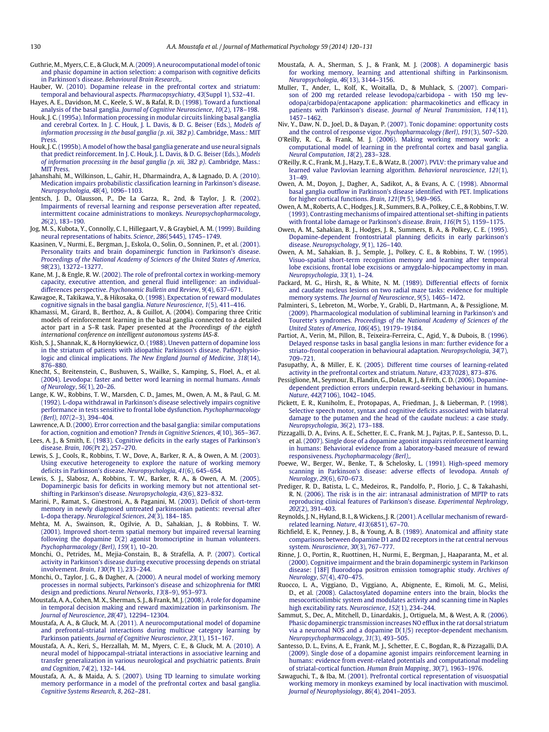Guthrie, M., Myers, C. E., & Gluck, M. A. (2009). A neurocomputational model of tonic and phasic dopamine in action selection: a comparison with cognitive deficits in Parkinson's disease. *Behavioural Brain Research*,.

Hauber, W. (2010). Dopamine release in the prefrontal cortex and striatum: temporal and behavioural aspects. *Pharmacopsychiatry*, *43*(Suppl 1), S32–41.

Hayes, A. E., Davidson, M. C., Keele, S. W., & Rafal, R. D. (1998). Toward a functional analysis of the basal ganglia. *Journal of Cognitive Neuroscience*, *10*(2), 178–198.

Houk, J. C. (1995a). Information processing in modular circuits linking basal ganglia and cerebral Cortex. In J. C. Houk, J. L. Davis, & D. G. Beiser (Eds.), *Models of information processing in the basal ganglia (p. xii, 382 p)*. Cambridge, Mass.: MIT Press.

Houk, J. C. (1995b). A model of how the basal ganglia generate and use neural signals that predict reinforcement. In J. C. Houk, J. L. Davis, & D. G. Beiser (Eds.), *Models of information processing in the basal ganglia (p. xii, 382 p)*. Cambridge, Mass.: MIT Press.

Jahanshahi, M., Wilkinson, L., Gahir, H., Dharmaindra, A., & Lagnado, D. A. (2010). Medication impairs probabilistic classification learning in Parkinson's disease. *Neuropsychologia*, *48*(4), 1096–1103.

Jentsch, J. D., Olausson, P., De La Garza, R., 2nd, & Taylor, J. R. (2002). Impairments of reversal learning and response perseveration after repeated, intermittent cocaine administrations to monkeys. *Neuropsychopharmacology*, *26*(2), 183–190.

Jog, M. S., Kubota, Y., Connolly, C. I., Hillegaart, V., & Graybiel, A. M. (1999). Building neural representations of habits. *Science*, *286*(5445), 1745–1749.

Kaasinen, V., Nurmi, E., Bergman, J., Eskola, O., Solin, O., Sonninen, P., et al. (2001). Personality traits and brain dopaminergic function in Parkinson's disease. *Proceedings of the National Academy of Sciences of the United States of America*, *98*(23), 13272–13277.

Kane, M. J., & Engle, R. W. (2002). The role of prefrontal cortex in working-memory capacity, executive attention, and general fluid intelligence: an individual-differences perspective. *Psychonomic Bulletin and Review*, *9*(4), 637–671.

Kawagoe, R., Takikawa, Y., & Hikosaka, O. (1998). Expectation of reward modulates cognitive signals in the basal ganglia. *Nature Neuroscience*, *1*(5), 411–416.

Khamassi, M., Girard, B., Berthoz, A., & Guillot, A. (2004). Comparing three Critic models of reinforcement learning in the basal ganglia connected to a detailed actor part in a S–R task. Paper presented at the *Proceedings of the eighth international conference on intelligent autonomous systems IAS-8*.

Kish, S. J., Shannak, K., & Hornykiewicz, O. (1988). Uneven pattern of dopamine loss in the striatum of patients with idiopathic Parkinson's disease. Pathophysiologic and clinical implications. *The New England Journal of Medicine*, *318*(14), 876–880.

Knecht, S., Breitenstein, C., Bushuven, S., Wailke, S., Kamping, S., Floel, A., et al. (2004). Levodopa: faster and better word learning in normal humans. *Annals of Neurology*, *56*(1), 20–26.

Lange, K. W., Robbins, T. W., Marsden, C. D., James, M., Owen, A. M., & Paul, G. M. (1992). L-dopa withdrawal in Parkinson's disease selectively impairs cognitive performance in tests sensitive to frontal lobe dysfunction. *Psychopharmacology (Berl)*, *107*(2–3), 394–404.

Lawrence, A. D. (2000). Error correction and the basal ganglia: similar computations for action, cognition and emotion? *Trends in Cognitive Sciences*, *4*(10), 365–367.

Lees, A. J., & Smith, E. (1983). Cognitive deficits in the early stages of Parkinson's disease. *Brain*, *106*(Pt 2), 257–270.

Lewis, S. J., Cools, R., Robbins, T. W., Dove, A., Barker, R. A., & Owen, A. M. (2003). Using executive heterogeneity to explore the nature of working memory deficits in Parkinson's disease. *Neuropsychologia*, *41*(6), 645–654.

Lewis, S. J., Slabosz, A., Robbins, T. W., Barker, R. A., & Owen, A. M. (2005). Dopaminergic basis for deficits in working memory but not attentional set-shifting in Parkinson's disease. *Neuropsychologia*, *43*(6), 823–832.

Marini, P., Ramat, S., Ginestroni, A., & Paganini, M. (2003). Deficit of short-term memory in newly diagnosed untreated parkinsonian patients: reversal after L-dopa therapy. *Neurological Sciences*, *24*(3), 184–185.

Mehta, M. A., Swainson, R., Ogilvie, A. D., Sahakian, J., & Robbins, T. W. (2001). Improved short-term spatial memory but impaired reversal learning following the dopamine D(2) agonist bromocriptine in human volunteers. *Psychopharmacology (Berl)*, *159*(1), 10–20.

Monchi, O., Petrides, M., Mejia-Constain, B., & Strafella, A. P. (2007). Cortical activity in Parkinson's disease during executive processing depends on striatal involvement. *Brain*, *130*(Pt 1), 233–244.

Monchi, O., Taylor, J. G., & Dagher, A. (2000). A neural model of working memory processes in normal subjects, Parkinson's disease and schizophrenia for fMRI design and predictions. *Neural Networks*, *13*(8–9), 953–973.

Moustafa, A. A., Cohen, M. X., Sherman, S. J., & Frank, M. J. (2008). A role for dopamine in temporal decision making and reward maximization in parkinsonism. *The Journal of Neuroscience*, *28*(47), 12294–12304.

Moustafa, A. A., & Gluck, M. A. (2011). A neurocomputational model of dopamine and prefrontal-striatal interactions during multicue category learning by Parkinson patients. *Journal of Cognitive Neuroscience*, *23*(1), 151–167.

Moustafa, A. A., Keri, S., Herzallah, M. M., Myers, C. E., & Gluck, M. A. (2010). A neural model of hippocampal-striatal interactions in associative learning and transfer generalization in various neurological and psychiatric patients. *Brain and Cognition*, *74*(2), 132–144.

Moustafa, A. A., & Maida, A. S. (2007). Using TD learning to simulate working memory performance in a model of the prefrontal cortex and basal ganglia. *Cognitive Systems Research*, *8*, 262–281.

Moustafa, A. A., Sherman, S. J., & Frank, M. J. (2008). A dopaminergic basis for working memory, learning and attentional shifting in Parkinsonism. *Neuropsychologia*, *46*(13), 3144–3156.

Muller, T., Ander, L., Kolf, K., Woitalla, D., & Muhlack, S. (2007). Comparison of 200 mg retarded release levodopa/carbidopa - with 150 mg levodopa/carbidopa/entacapone application: pharmacokinetics and efficacy in patients with Parkinson's disease. *Journal of Neural Transmission*, *114*(11), 1457–1462.

Niv, Y., Daw, N. D., Joel, D., & Dayan, P. (2007). Tonic dopamine: opportunity costs and the control of response vigor. *Psychopharmacology (Berl)*, *191*(3), 507–520.

O'Reilly, R. C., & Frank, M. J. (2006). Making working memory work: a computational model of learning in the prefrontal cortex and basal ganglia. *Neural Computation*, *18*(2), 283–328.

O'Reilly, R. C., Frank, M. J., Hazy, T. E., & Watz, B. (2007). PVLV: the primary value and learned value Pavlovian learning algorithm. *Behavioral neuroscience*, *121*(1), 31–49.

Owen, A. M., Doyon, J., Dagher, A., Sadikot, A., & Evans, A. C. (1998). Abnormal basal ganglia outflow in Parkinson's disease identified with PET. Implications for higher cortical functions. *Brain*, *121*(Pt 5), 949–965.

Owen, A. M., Roberts, A. C., Hodges, J. R., Summers, B. A., Polkey, C. E., & Robbins, T. W. (1993). Contrasting mechanisms of impaired attentional set-shifting in patients with frontal lobe damage or Parkinson's disease. *Brain*, *116*(Pt 5), 1159–1175.

Owen, A. M., Sahakian, B. J., Hodges, J. R., Summers, B. A., & Polkey, C. E. (1995). Dopamine-dependent frontostriatal planning deficits in early parkinson's disease. *Neuropsychology*, *9*(1), 126–140.

Owen, A. M., Sahakian, B. J., Semple, J., Polkey, C. E., & Robbins, T. W. (1995). Visuo-spatial short-term recognition memory and learning after temporal lobe excisions, frontal lobe excisions or amygdalo-hippocampectomy in man. *Neuropsychologia*, *33*(1), 1–24.

Packard, M. G., Hirsh, R., & White, N. M. (1989). Differential effects of fornix and caudate nucleus lesions on two radial maze tasks: evidence for multiple memory systems. *The Journal of Neuroscience*, *9*(5), 1465–1472.

Palminteri, S., Lebreton, M., Worbe, Y., Grabli, D., Hartmann, A., & Pessiglione, M. (2009). Pharmacological modulation of subliminal learning in Parkinson's and Tourette's syndromes. *Proceedings of the National Academy of Sciences of the United States of America*, *106*(45), 19179–19184.

Partiot, A., Verin, M., Pillon, B., Teixeira-Ferreira, C., Agid, Y., & Dubois, B. (1996). Delayed response tasks in basal ganglia lesions in man: further evidence for a striato-frontal cooperation in behavioural adaptation. *Neuropsychologia*, *34*(7), 709–721.

Pasupathy, A., & Miller, E. K. (2005). Different time courses of learning-related activity in the prefrontal cortex and striatum. *Nature*, *433*(7028), 873–876.

Pessiglione, M., Seymour, B., Flandin, G., Dolan, R. J., & Frith, C. D. (2006). Dopamine-dependent prediction errors underpin reward-seeking behaviour in humans. *Nature*, *442*(7106), 1042–1045.

Pickett, E. R., Kuniholm, E., Protopapas, A., Friedman, J., & Lieberman, P. (1998). Selective speech motor, syntax and cognitive deficits associated with bilateral damage to the putamen and the head of the caudate nucleus: a case study. *Neuropsychologia*, *36*(2), 173–188.

Pizzagalli, D. A., Evins, A. E., Schetter, E. C., Frank, M. J., Pajtas, P. E., Santesso, D. L., et al. (2007). Single dose of a dopamine agonist impairs reinforcement learning in humans: Behavioral evidence from a laboratory-based measure of reward responsiveness. *Psychopharmacology (Berl)*,.

Poewe, W., Berger, W., Benke, T., & Schelosky, L. (1991). High-speed memory scanning in Parkinson's disease: adverse effects of levodopa. *Annals of Neurology*, *29*(6), 670–673.

Prediger, R. D., Batista, L. C., Medeiros, R., Pandolfo, P., Florio, J. C., & Takahashi, R. N. (2006). The risk is in the air: intranasal administration of MPTP to rats reproducing clinical features of Parkinson's disease. *Experimental Nephrology*, *202*(2), 391–403.

Reynolds, J. N., Hyland, B. I., & Wickens, J. R. (2001). A cellular mechanism of reward-related learning. *Nature*, *413*(6851), 67–70.

Richfield, E. K., Penney, J. B., & Young, A. B. (1989). Anatomical and affinity state comparisons between dopamine D1 and D2 receptors in the rat central nervous system. *Neuroscience*, *30*(3), 767–777.

Rinne, J. O., Portin, R., Ruottinen, H., Nurmi, E., Bergman, J., Haaparanta, M., et al. (2000). Cognitive impairment and the brain dopaminergic system in Parkinson disease: [18F] fluorodopa positron emission tomographic study. *Archives of Neurology*, *57*(4), 470–475.

Ruocco, L. A., Viggiano, D., Viggiano, A., Abignente, E., Rimoli, M. G., Melisi, D., et al. (2008). Galactosylated dopamine enters into the brain, blocks the mesocorticolimbic system and modulates activity and scanning time in Naples high excitability rats. *Neuroscience*, *152*(1), 234–244.

Sammut, S., Dec, A., Mitchell, D., Linardakis, J., Ortiguela, M., & West, A. R. (2006). Phasic dopaminergic transmission increases NO efflux in the rat dorsal striatum via a neuronal NOS and a dopamine D(1/5) receptor-dependent mechanism. *Neuropsychopharmacology*, *31*(3), 493–505.

Santesso, D. L., Evins, A. E., Frank, M. J., Schetter, E. C., Bogdan, R., & Pizzagalli, D.A. (2009). Single dose of a dopamine agonist impairs reinforcement learning in humans: evidence from event-related potentials and computational modeling of striatal-cortical function. *Human Brain Mapping*, *30*(7), 1963–1976.

Sawaguchi, T., & Iba, M. (2001). Prefrontal cortical representation of visuospatial working memory in monkeys examined by local inactivation with muscimol. *Journal of Neurophysiology*, *86*(4), 2041–2053.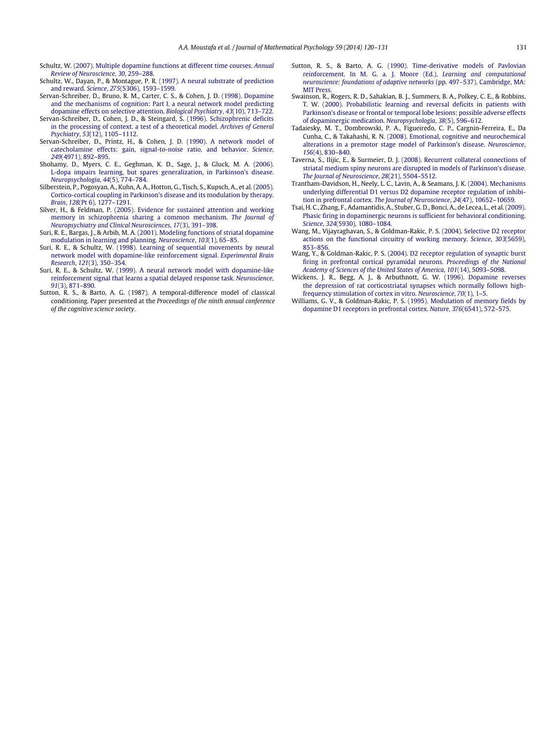Schultz, W. (2007). Multiple dopamine functions at different time courses. *Annual Review of Neuroscience*, *30*, 259–288.

Schultz, W., Dayan, P., & Montague, P. R. (1997). A neural substrate of prediction and reward. *Science*, *275*(5306), 1593–1599.

Servan-Schreiber, D., Bruno, R. M., Carter, C. S., & Cohen, J. D. (1998). Dopamine and the mechanisms of cognition: Part I. a neural network model predicting dopamine effects on selective attention. *Biological Psychiatry*, *43*(10), 713–722.

Servan-Schreiber, D., Cohen, J. D., & Steingard, S. (1996). Schizophrenic deficits in the processing of context. a test of a theoretical model. *Archives of General Psychiatry*, *53*(12), 1105–1112.

Servan-Schreiber, D., Printz, H., & Cohen, J. D. (1990). A network model of catecholamine effects: gain, signal-to-noise ratio, and behavior. *Science*, *249*(4971), 892–895.

Shohamy, D., Myers, C. E., Geghman, K. D., Sage, J., & Gluck, M. A. (2006). L-dopa impairs learning, but spares generalization, in Parkinson's disease. *Neuropsychologia*, *44*(5), 774–784.

Silberstein, P., Pogosyan, A., Kuhn, A. A., Hotton, G., Tisch, S., Kupsch, A., et al. (2005). Cortico-cortical coupling in Parkinson's disease and its modulation by therapy. *Brain*, *128*(Pt 6), 1277–1291.

Silver, H., & Feldman, P. (2005). Evidence for sustained attention and working memory in schizophrenia sharing a common mechanism. *The Journal of Neuropsychiatry and Clinical Neurosciences*, *17*(3), 391–398.

Suri, R. E., Bargas, J., & Arbib, M. A. (2001). Modeling functions of striatal dopamine modulation in learning and planning. *Neuroscience*, *103*(1), 65–85.

Suri, R. E., & Schultz, W. (1998). Learning of sequential movements by neural network model with dopamine-like reinforcement signal. *Experimental Brain Research*, *121*(3), 350–354.

Suri, R. E., & Schultz, W. (1999). A neural network model with dopamine-like reinforcement signal that learns a spatial delayed response task. *Neuroscience*, *91*(3), 871–890.

Sutton, R. S., & Barto, A. G. (1987). A temporal-difference model of classical conditioning. Paper presented at the *Proceedings of the ninth annual conference of the cognitive science society*.

Sutton, R. S., & Barto, A. G. (1990). Time-derivative models of Pavlovian reinforcement. In M. G. a. J. Moore (Ed.), *Learning and computational neuroscience: foundations of adaptive networks* (pp. 497–537). Cambridge, MA: MIT Press.

Swainson, R., Rogers, R. D., Sahakian, B. J., Summers, B. A., Polkey, C. E., & Robbins, T. W. (2000). Probabilistic learning and reversal deficits in patients with Parkinson's disease or frontal or temporal lobe lesions: possible adverse effects of dopaminergic medication. *Neuropsychologia*, *38*(5), 596–612.

Tadaiesky, M. T., Dombrowski, P. A., Figueiredo, C. P., Cargnin-Ferreira, E., Da Cunha, C., & Takahashi, R. N. (2008). Emotional, cognitive and neurochemical alterations in a premotor stage model of Parkinson's disease. *Neuroscience*, *156*(4), 830–840.

Taverna, S., Ilijic, E., & Surmeier, D. J. (2008). Recurrent collateral connections of striatal medium spiny neurons are disrupted in models of Parkinson's disease. *The Journal of Neuroscience*, *28*(21), 5504–5512.

Trantham-Davidson, H., Neely, L. C., Lavin, A., & Seamans, J. K. (2004). Mechanisms underlying differential D1 versus D2 dopamine receptor regulation of inhibition in prefrontal cortex. *The Journal of Neuroscience*, *24*(47), 10652–10659.

Tsai, H. C., Zhang, F., Adamantidis, A., Stuber, G. D., Bonci, A., de Lecea, L., et al. (2009). Phasic firing in dopaminergic neurons is sufficient for behavioral conditioning. *Science*, *324*(5930), 1080–1084.

Wang, M., Vijayraghavan, S., & Goldman-Rakic, P. S. (2004). Selective D2 receptor actions on the functional circuitry of working memory. *Science*, *303*(5659), 853–856.

Wang, Y., & Goldman-Rakic, P. S. (2004). D2 receptor regulation of synaptic burst firing in prefrontal cortical pyramidal neurons. *Proceedings of the National Academy of Sciences of the United States of America*, *101*(14), 5093–5098.

Wickens, J. R., Begg, A. J., & Arbuthnott, G. W. (1996). Dopamine reverses the depression of rat corticostriatal synapses which normally follows high-frequency stimulation of cortex in vitro. *Neuroscience*, *70*(1), 1–5.

Williams, G. V., & Goldman-Rakic, P. S. (1995). Modulation of memory fields by dopamine D1 receptors in prefrontal cortex. *Nature*, *376*(6541), 572–575.